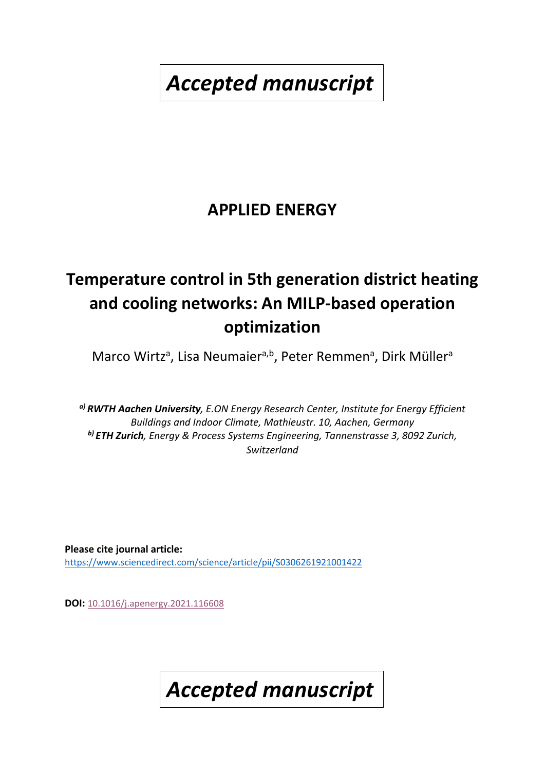*Accepted manuscript*

## APPLIED ENERGY

# Temperature control in 5th generation district heating and cooling networks: An MILP-based operation optimization

Marco Wirtz[a], Lisa Neumaier[a,b], Peter Remmen[a], Dirk Müller[a]

*[a)] **RWTH Aachen University**, E.ON Energy Research Center, Institute for Energy Efficient Buildings and Indoor Climate, Mathieustr. 10, Aachen, Germany*
*[b)] **ETH Zurich**, Energy & Process Systems Engineering, Tannenstrasse 3, 8092 Zurich, Switzerland*

**Please cite journal article:**
https://www.sciencedirect.com/science/article/pii/S0306261921001422

**DOI:** 10.1016/j.apenergy.2021.116608

*Accepted manuscript*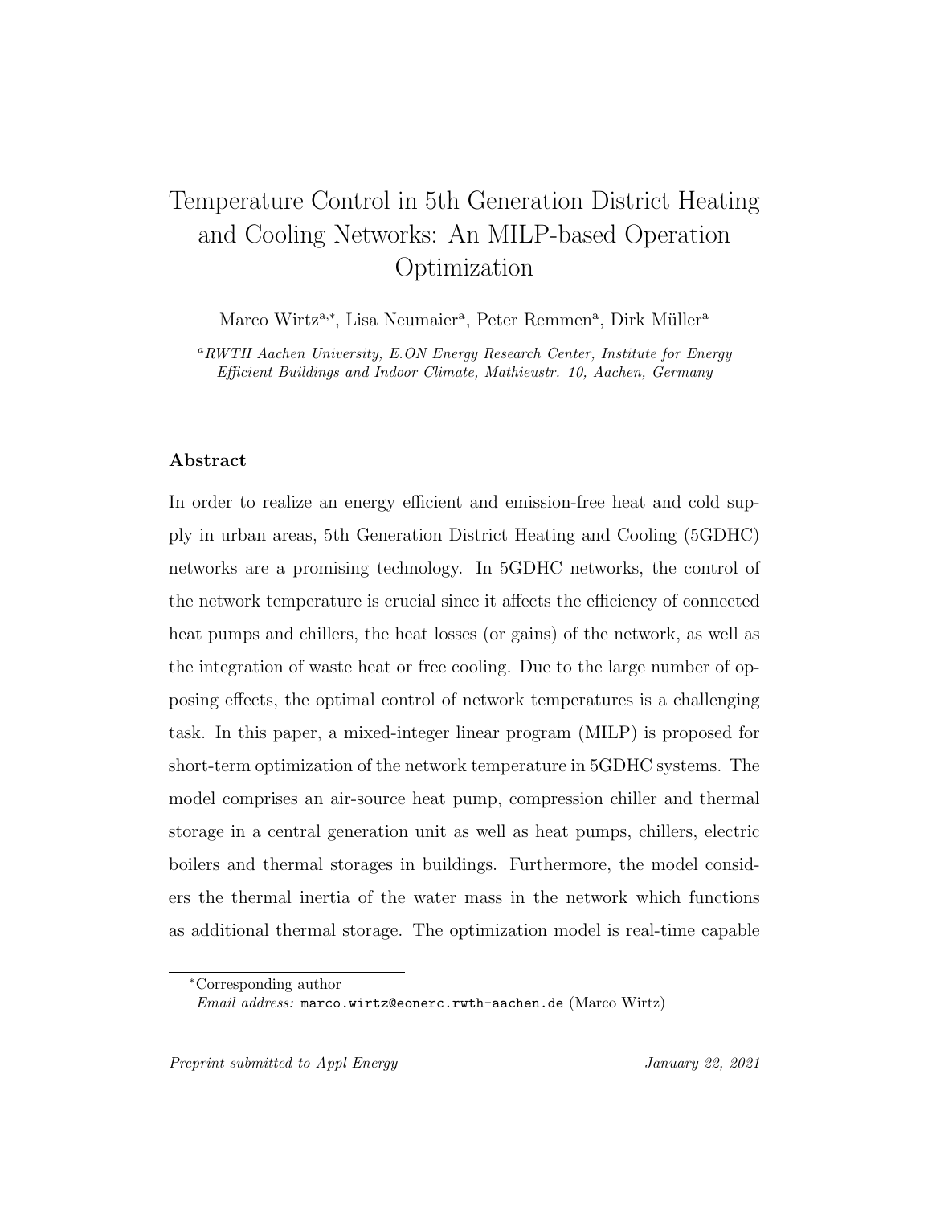# Temperature Control in 5th Generation District Heating and Cooling Networks: An MILP-based Operation Optimization

Marco Wirtz[a,*], Lisa Neumaier[a], Peter Remmen[a], Dirk Müller[a]

[a] *RWTH Aachen University, E.ON Energy Research Center, Institute for Energy Efficient Buildings and Indoor Climate, Mathieustr. 10, Aachen, Germany*

---

## Abstract

In order to realize an energy efficient and emission-free heat and cold supply in urban areas, 5th Generation District Heating and Cooling (5GDHC) networks are a promising technology. In 5GDHC networks, the control of the network temperature is crucial since it affects the efficiency of connected heat pumps and chillers, the heat losses (or gains) of the network, as well as the integration of waste heat or free cooling. Due to the large number of opposing effects, the optimal control of network temperatures is a challenging task. In this paper, a mixed-integer linear program (MILP) is proposed for short-term optimization of the network temperature in 5GDHC systems. The model comprises an air-source heat pump, compression chiller and thermal storage in a central generation unit as well as heat pumps, chillers, electric boilers and thermal storages in buildings. Furthermore, the model considers the thermal inertia of the water mass in the network which functions as additional thermal storage. The optimization model is real-time capable

---

*Corresponding author
*Email address:* marco.wirtz@eonerc.rwth-aachen.de (Marco Wirtz)

*Preprint submitted to Appl Energy* *January 22, 2021*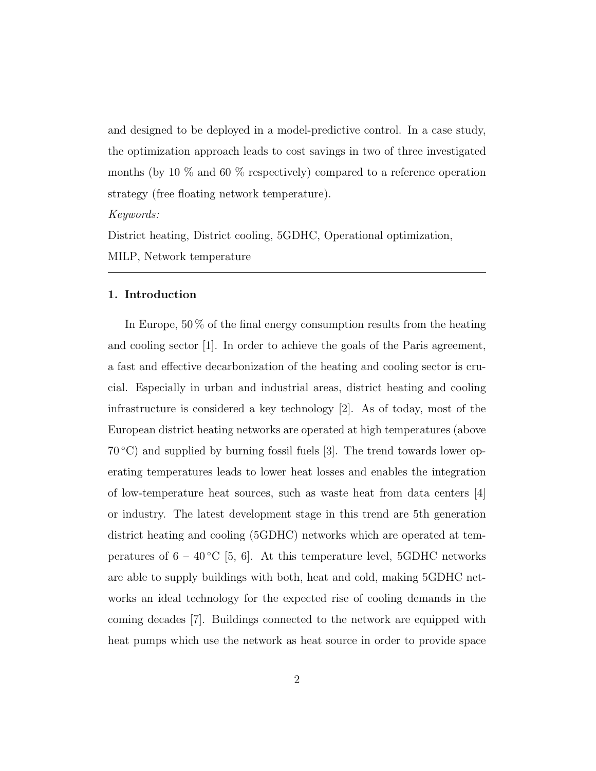and designed to be deployed in a model-predictive control. In a case study, the optimization approach leads to cost savings in two of three investigated months (by 10 % and 60 % respectively) compared to a reference operation strategy (free floating network temperature).

*Keywords:*

District heating, District cooling, 5GDHC, Operational optimization, MILP, Network temperature

---

## 1. Introduction

In Europe, 50 % of the final energy consumption results from the heating and cooling sector [1]. In order to achieve the goals of the Paris agreement, a fast and effective decarbonization of the heating and cooling sector is crucial. Especially in urban and industrial areas, district heating and cooling infrastructure is considered a key technology [2]. As of today, most of the European district heating networks are operated at high temperatures (above 70 °C) and supplied by burning fossil fuels [3]. The trend towards lower operating temperatures leads to lower heat losses and enables the integration of low-temperature heat sources, such as waste heat from data centers [4] or industry. The latest development stage in this trend are 5th generation district heating and cooling (5GDHC) networks which are operated at temperatures of 6 – 40 °C [5, 6]. At this temperature level, 5GDHC networks are able to supply buildings with both, heat and cold, making 5GDHC networks an ideal technology for the expected rise of cooling demands in the coming decades [7]. Buildings connected to the network are equipped with heat pumps which use the network as heat source in order to provide space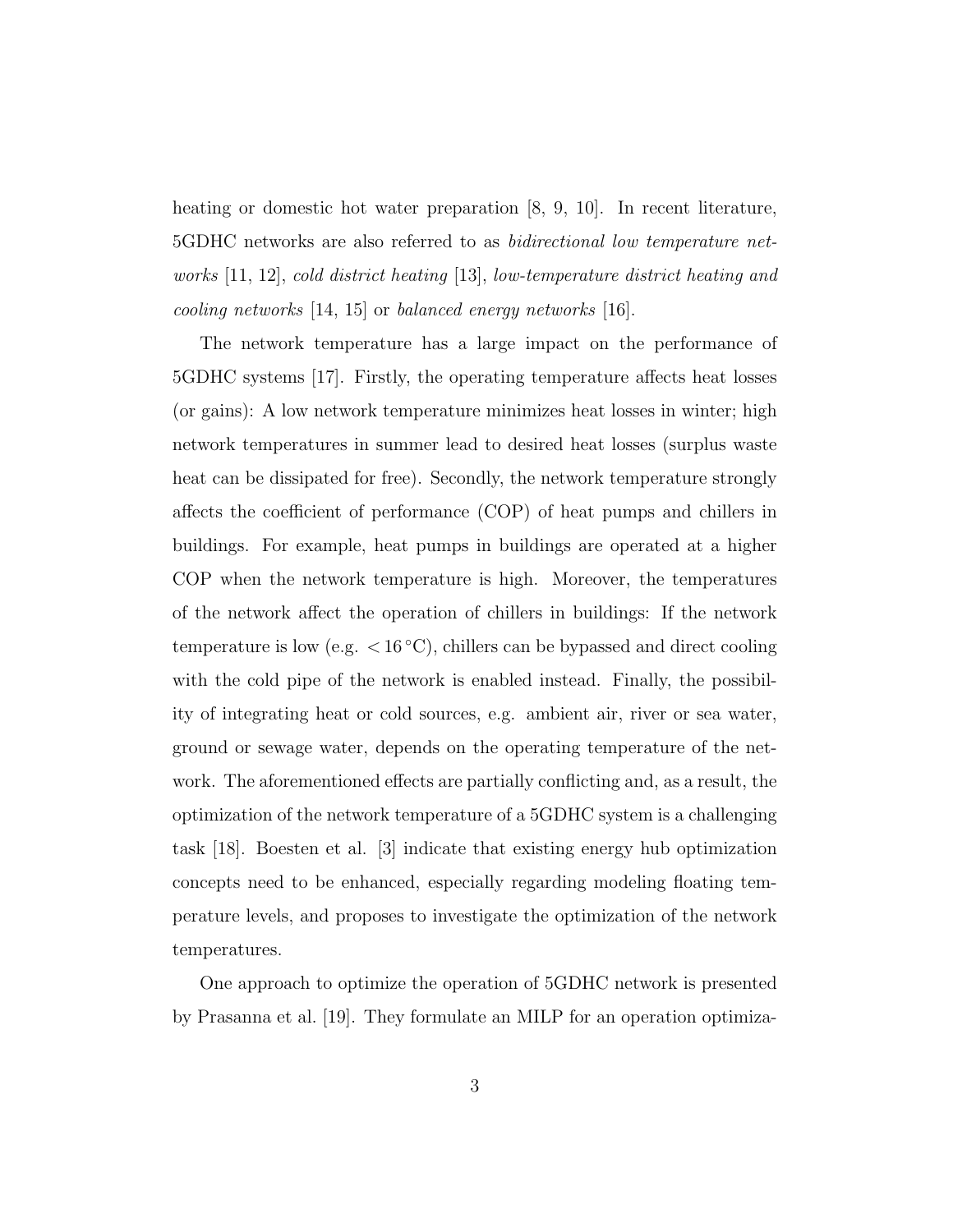heating or domestic hot water preparation [8, 9, 10]. In recent literature, 5GDHC networks are also referred to as *bidirectional low temperature networks* [11, 12], *cold district heating* [13], *low-temperature district heating and cooling networks* [14, 15] or *balanced energy networks* [16].

The network temperature has a large impact on the performance of 5GDHC systems [17]. Firstly, the operating temperature affects heat losses (or gains): A low network temperature minimizes heat losses in winter; high network temperatures in summer lead to desired heat losses (surplus waste heat can be dissipated for free). Secondly, the network temperature strongly affects the coefficient of performance (COP) of heat pumps and chillers in buildings. For example, heat pumps in buildings are operated at a higher COP when the network temperature is high. Moreover, the temperatures of the network affect the operation of chillers in buildings: If the network temperature is low (e.g. $< 16\,^{\circ}\mathrm{C}$), chillers can be bypassed and direct cooling with the cold pipe of the network is enabled instead. Finally, the possibility of integrating heat or cold sources, e.g. ambient air, river or sea water, ground or sewage water, depends on the operating temperature of the network. The aforementioned effects are partially conflicting and, as a result, the optimization of the network temperature of a 5GDHC system is a challenging task [18]. Boesten et al. [3] indicate that existing energy hub optimization concepts need to be enhanced, especially regarding modeling floating temperature levels, and proposes to investigate the optimization of the network temperatures.

One approach to optimize the operation of 5GDHC network is presented by Prasanna et al. [19]. They formulate an MILP for an operation optimiza-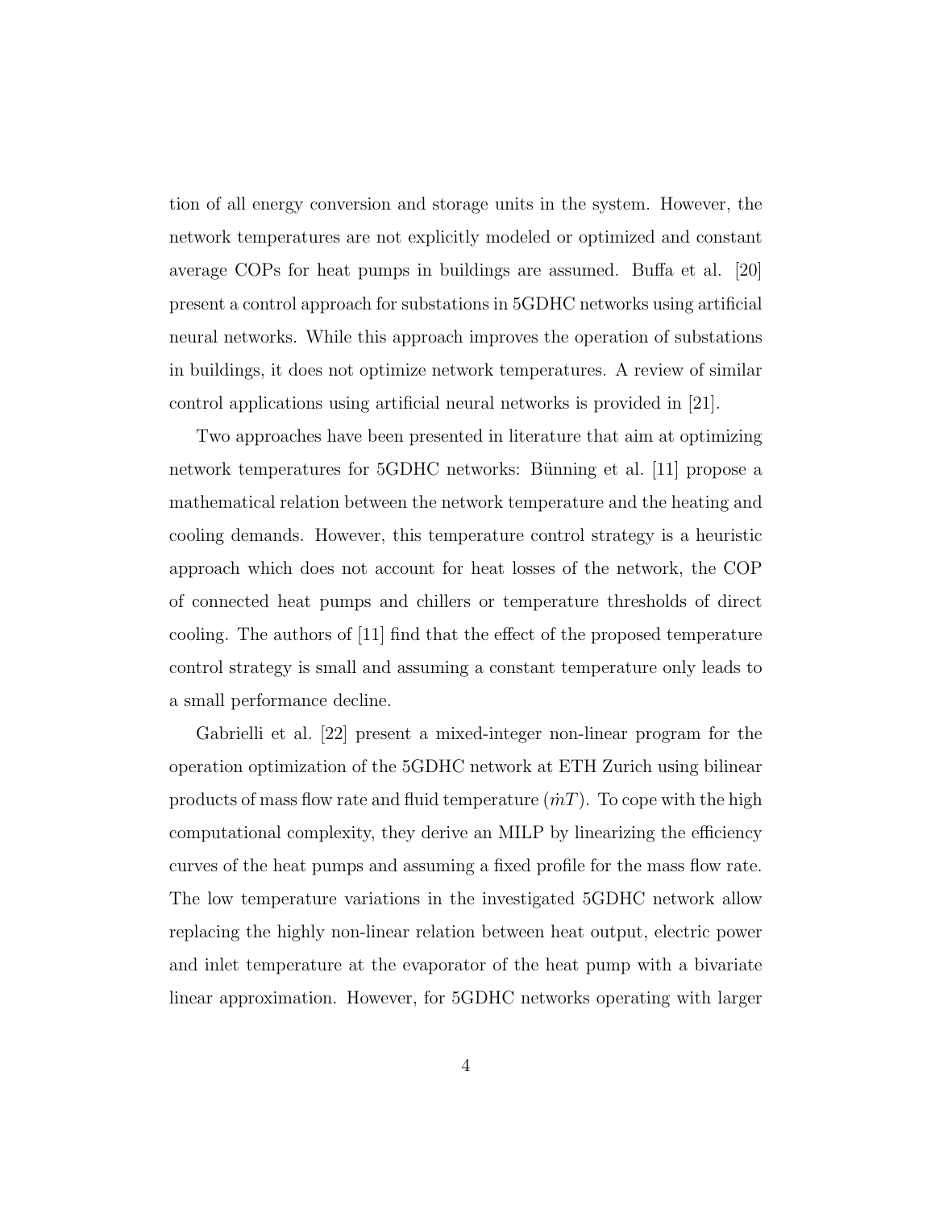tion of all energy conversion and storage units in the system. However, the network temperatures are not explicitly modeled or optimized and constant average COPs for heat pumps in buildings are assumed. Buffa et al. [20] present a control approach for substations in 5GDHC networks using artificial neural networks. While this approach improves the operation of substations in buildings, it does not optimize network temperatures. A review of similar control applications using artificial neural networks is provided in [21].

Two approaches have been presented in literature that aim at optimizing network temperatures for 5GDHC networks: Bünning et al. [11] propose a mathematical relation between the network temperature and the heating and cooling demands. However, this temperature control strategy is a heuristic approach which does not account for heat losses of the network, the COP of connected heat pumps and chillers or temperature thresholds of direct cooling. The authors of [11] find that the effect of the proposed temperature control strategy is small and assuming a constant temperature only leads to a small performance decline.

Gabrielli et al. [22] present a mixed-integer non-linear program for the operation optimization of the 5GDHC network at ETH Zurich using bilinear products of mass flow rate and fluid temperature ($\dot{m}T$). To cope with the high computational complexity, they derive an MILP by linearizing the efficiency curves of the heat pumps and assuming a fixed profile for the mass flow rate. The low temperature variations in the investigated 5GDHC network allow replacing the highly non-linear relation between heat output, electric power and inlet temperature at the evaporator of the heat pump with a bivariate linear approximation. However, for 5GDHC networks operating with larger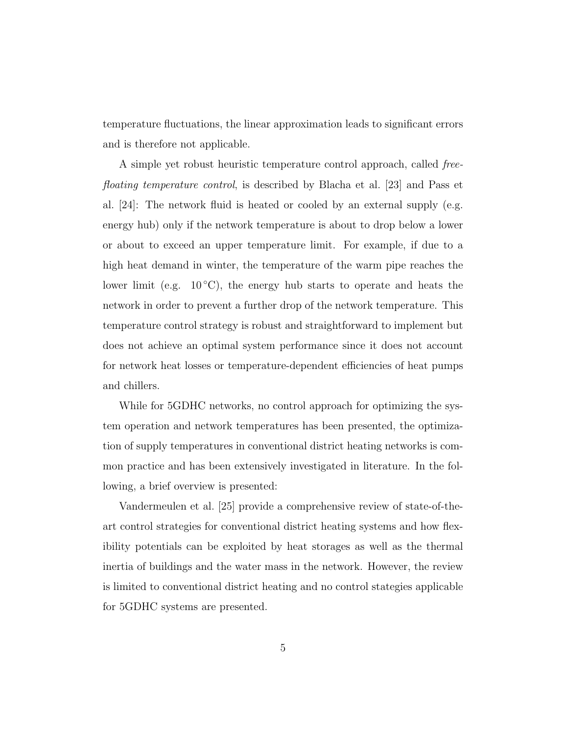temperature fluctuations, the linear approximation leads to significant errors and is therefore not applicable.

A simple yet robust heuristic temperature control approach, called *free-floating temperature control*, is described by Blacha et al. [23] and Pass et al. [24]: The network fluid is heated or cooled by an external supply (e.g. energy hub) only if the network temperature is about to drop below a lower or about to exceed an upper temperature limit. For example, if due to a high heat demand in winter, the temperature of the warm pipe reaches the lower limit (e.g. 10 °C), the energy hub starts to operate and heats the network in order to prevent a further drop of the network temperature. This temperature control strategy is robust and straightforward to implement but does not achieve an optimal system performance since it does not account for network heat losses or temperature-dependent efficiencies of heat pumps and chillers.

While for 5GDHC networks, no control approach for optimizing the system operation and network temperatures has been presented, the optimization of supply temperatures in conventional district heating networks is common practice and has been extensively investigated in literature. In the following, a brief overview is presented:

Vandermeulen et al. [25] provide a comprehensive review of state-of-the-art control strategies for conventional district heating systems and how flexibility potentials can be exploited by heat storages as well as the thermal inertia of buildings and the water mass in the network. However, the review is limited to conventional district heating and no control stategies applicable for 5GDHC systems are presented.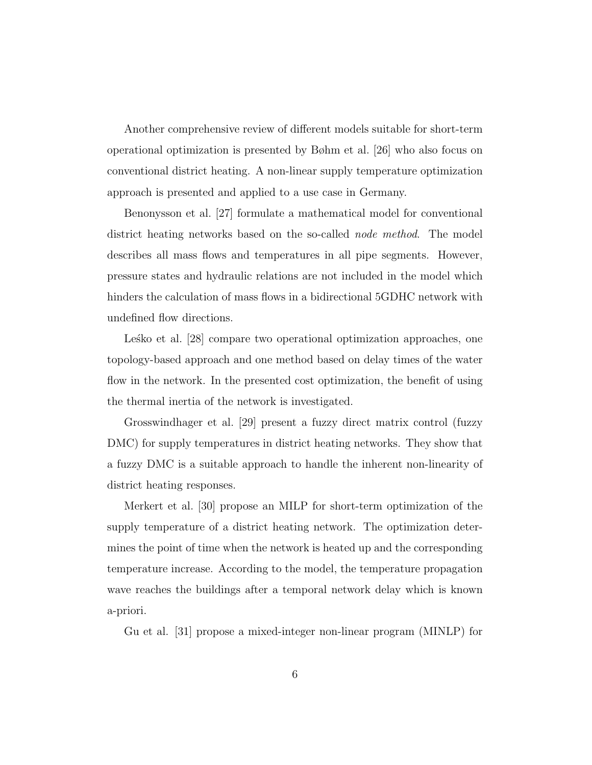Another comprehensive review of different models suitable for short-term operational optimization is presented by Bøhm et al. [26] who also focus on conventional district heating. A non-linear supply temperature optimization approach is presented and applied to a use case in Germany.

Benonysson et al. [27] formulate a mathematical model for conventional district heating networks based on the so-called *node method*. The model describes all mass flows and temperatures in all pipe segments. However, pressure states and hydraulic relations are not included in the model which hinders the calculation of mass flows in a bidirectional 5GDHC network with undefined flow directions.

Leśko et al. [28] compare two operational optimization approaches, one topology-based approach and one method based on delay times of the water flow in the network. In the presented cost optimization, the benefit of using the thermal inertia of the network is investigated.

Grosswindhager et al. [29] present a fuzzy direct matrix control (fuzzy DMC) for supply temperatures in district heating networks. They show that a fuzzy DMC is a suitable approach to handle the inherent non-linearity of district heating responses.

Merkert et al. [30] propose an MILP for short-term optimization of the supply temperature of a district heating network. The optimization determines the point of time when the network is heated up and the corresponding temperature increase. According to the model, the temperature propagation wave reaches the buildings after a temporal network delay which is known a-priori.

Gu et al. [31] propose a mixed-integer non-linear program (MINLP) for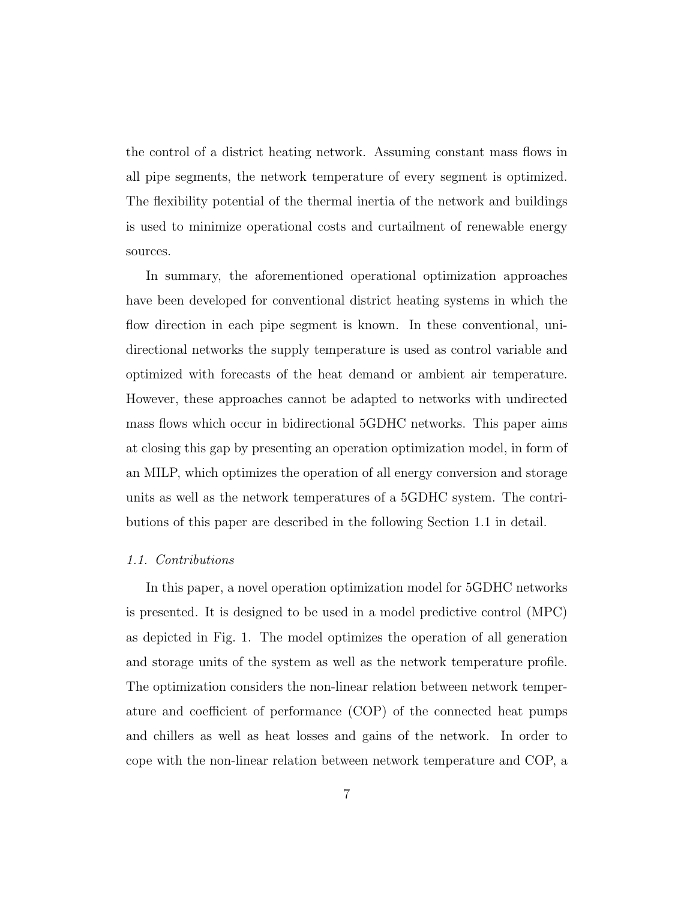the control of a district heating network. Assuming constant mass flows in all pipe segments, the network temperature of every segment is optimized. The flexibility potential of the thermal inertia of the network and buildings is used to minimize operational costs and curtailment of renewable energy sources.

In summary, the aforementioned operational optimization approaches have been developed for conventional district heating systems in which the flow direction in each pipe segment is known. In these conventional, unidirectional networks the supply temperature is used as control variable and optimized with forecasts of the heat demand or ambient air temperature. However, these approaches cannot be adapted to networks with undirected mass flows which occur in bidirectional 5GDHC networks. This paper aims at closing this gap by presenting an operation optimization model, in form of an MILP, which optimizes the operation of all energy conversion and storage units as well as the network temperatures of a 5GDHC system. The contributions of this paper are described in the following Section 1.1 in detail.

### *1.1. Contributions*

In this paper, a novel operation optimization model for 5GDHC networks is presented. It is designed to be used in a model predictive control (MPC) as depicted in Fig. 1. The model optimizes the operation of all generation and storage units of the system as well as the network temperature profile. The optimization considers the non-linear relation between network temperature and coefficient of performance (COP) of the connected heat pumps and chillers as well as heat losses and gains of the network. In order to cope with the non-linear relation between network temperature and COP, a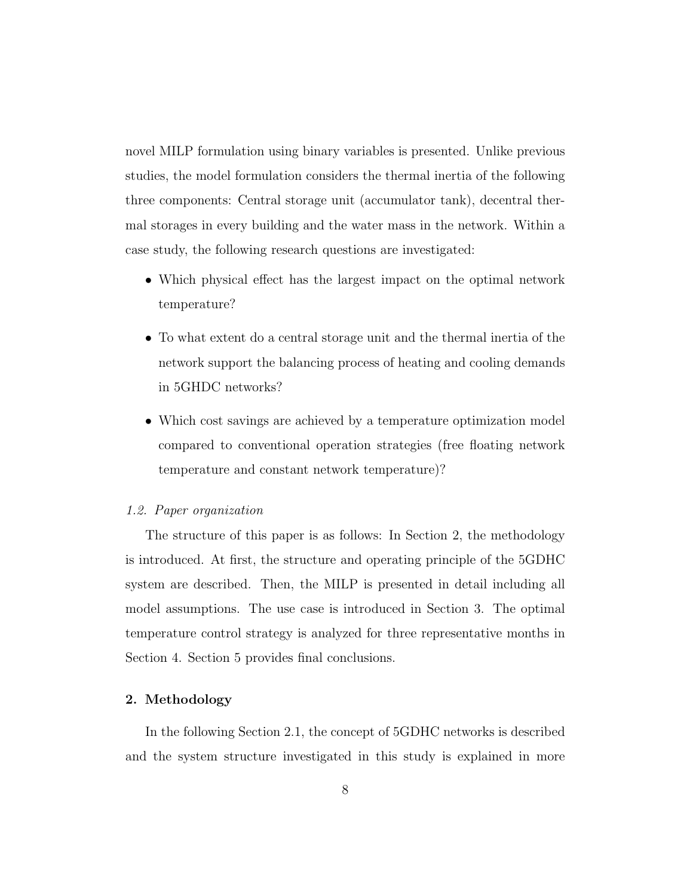novel MILP formulation using binary variables is presented. Unlike previous studies, the model formulation considers the thermal inertia of the following three components: Central storage unit (accumulator tank), decentral thermal storages in every building and the water mass in the network. Within a case study, the following research questions are investigated:

- Which physical effect has the largest impact on the optimal network temperature?
- To what extent do a central storage unit and the thermal inertia of the network support the balancing process of heating and cooling demands in 5GHDC networks?
- Which cost savings are achieved by a temperature optimization model compared to conventional operation strategies (free floating network temperature and constant network temperature)?

### *1.2. Paper organization*

The structure of this paper is as follows: In Section 2, the methodology is introduced. At first, the structure and operating principle of the 5GDHC system are described. Then, the MILP is presented in detail including all model assumptions. The use case is introduced in Section 3. The optimal temperature control strategy is analyzed for three representative months in Section 4. Section 5 provides final conclusions.

## 2. Methodology

In the following Section 2.1, the concept of 5GDHC networks is described and the system structure investigated in this study is explained in more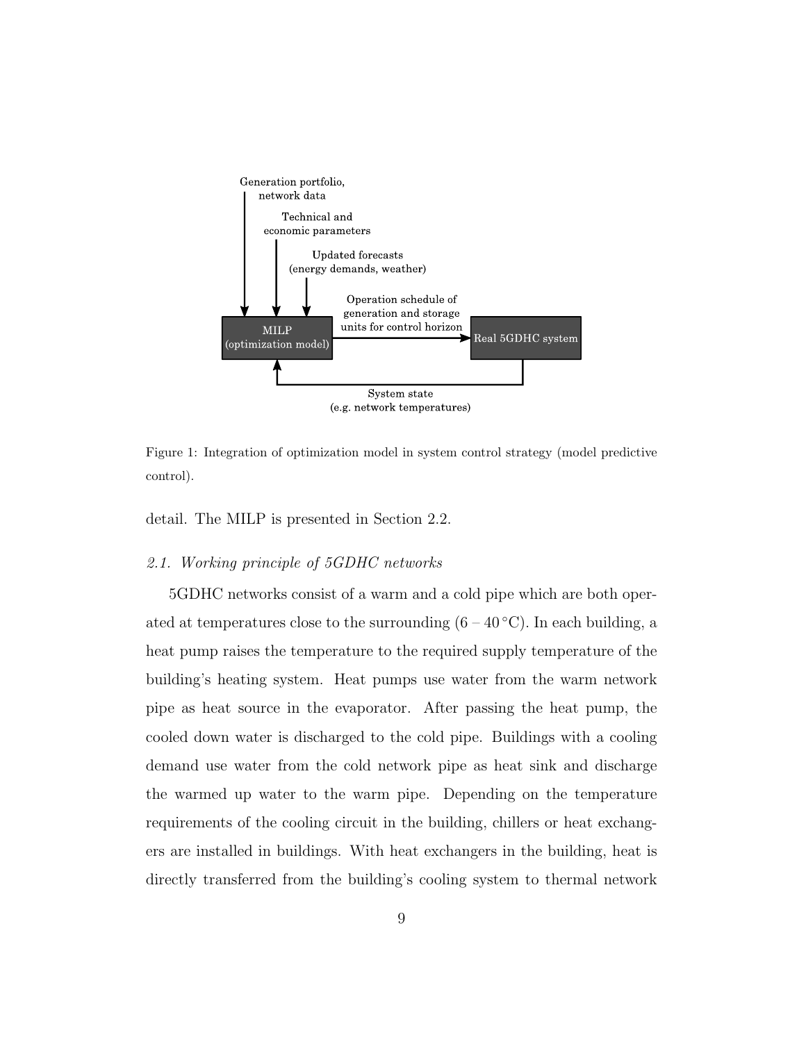Figure 1: Integration of optimization model in system control strategy (model predictive control).

detail. The MILP is presented in Section 2.2.

### 2.1. Working principle of 5GDHC networks

5GDHC networks consist of a warm and a cold pipe which are both operated at temperatures close to the surrounding (6 – 40 °C). In each building, a heat pump raises the temperature to the required supply temperature of the building's heating system. Heat pumps use water from the warm network pipe as heat source in the evaporator. After passing the heat pump, the cooled down water is discharged to the cold pipe. Buildings with a cooling demand use water from the cold network pipe as heat sink and discharge the warmed up water to the warm pipe. Depending on the temperature requirements of the cooling circuit in the building, chillers or heat exchangers are installed in buildings. With heat exchangers in the building, heat is directly transferred from the building's cooling system to thermal network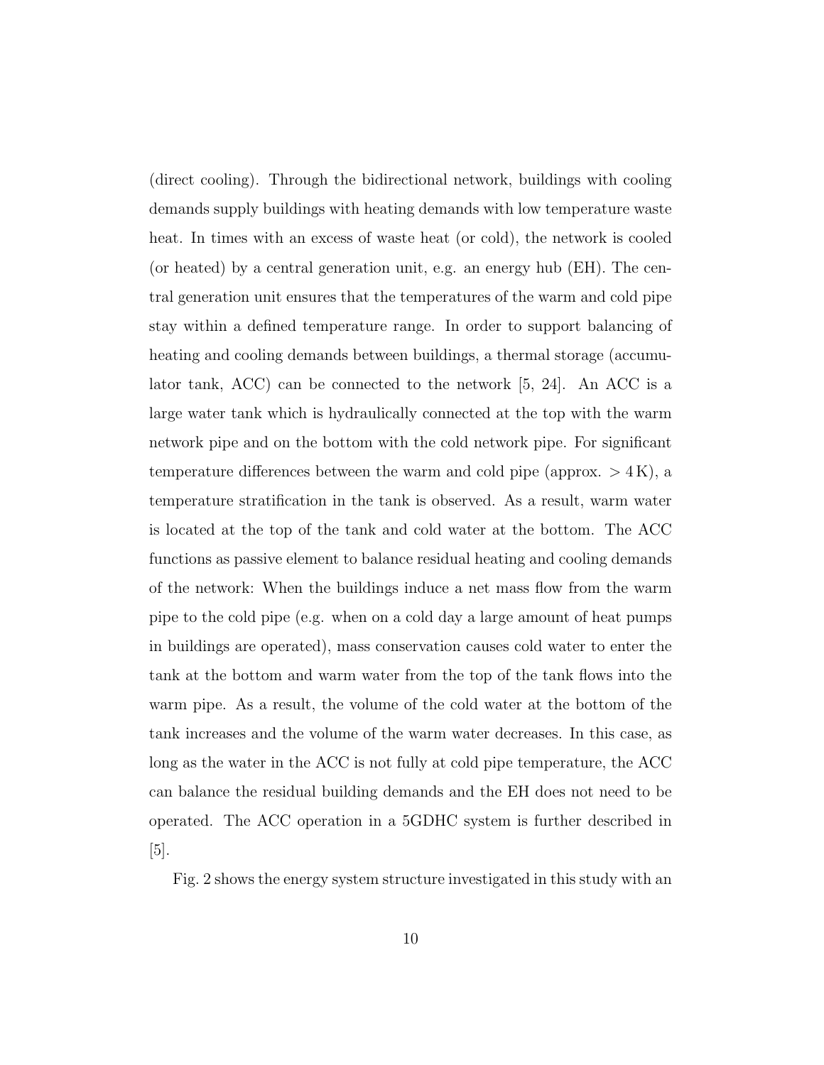(direct cooling). Through the bidirectional network, buildings with cooling demands supply buildings with heating demands with low temperature waste heat. In times with an excess of waste heat (or cold), the network is cooled (or heated) by a central generation unit, e.g. an energy hub (EH). The central generation unit ensures that the temperatures of the warm and cold pipe stay within a defined temperature range. In order to support balancing of heating and cooling demands between buildings, a thermal storage (accumulator tank, ACC) can be connected to the network [5, 24]. An ACC is a large water tank which is hydraulically connected at the top with the warm network pipe and on the bottom with the cold network pipe. For significant temperature differences between the warm and cold pipe (approx. $> 4\,\mathrm{K}$), a temperature stratification in the tank is observed. As a result, warm water is located at the top of the tank and cold water at the bottom. The ACC functions as passive element to balance residual heating and cooling demands of the network: When the buildings induce a net mass flow from the warm pipe to the cold pipe (e.g. when on a cold day a large amount of heat pumps in buildings are operated), mass conservation causes cold water to enter the tank at the bottom and warm water from the top of the tank flows into the warm pipe. As a result, the volume of the cold water at the bottom of the tank increases and the volume of the warm water decreases. In this case, as long as the water in the ACC is not fully at cold pipe temperature, the ACC can balance the residual building demands and the EH does not need to be operated. The ACC operation in a 5GDHC system is further described in [5].

Fig. 2 shows the energy system structure investigated in this study with an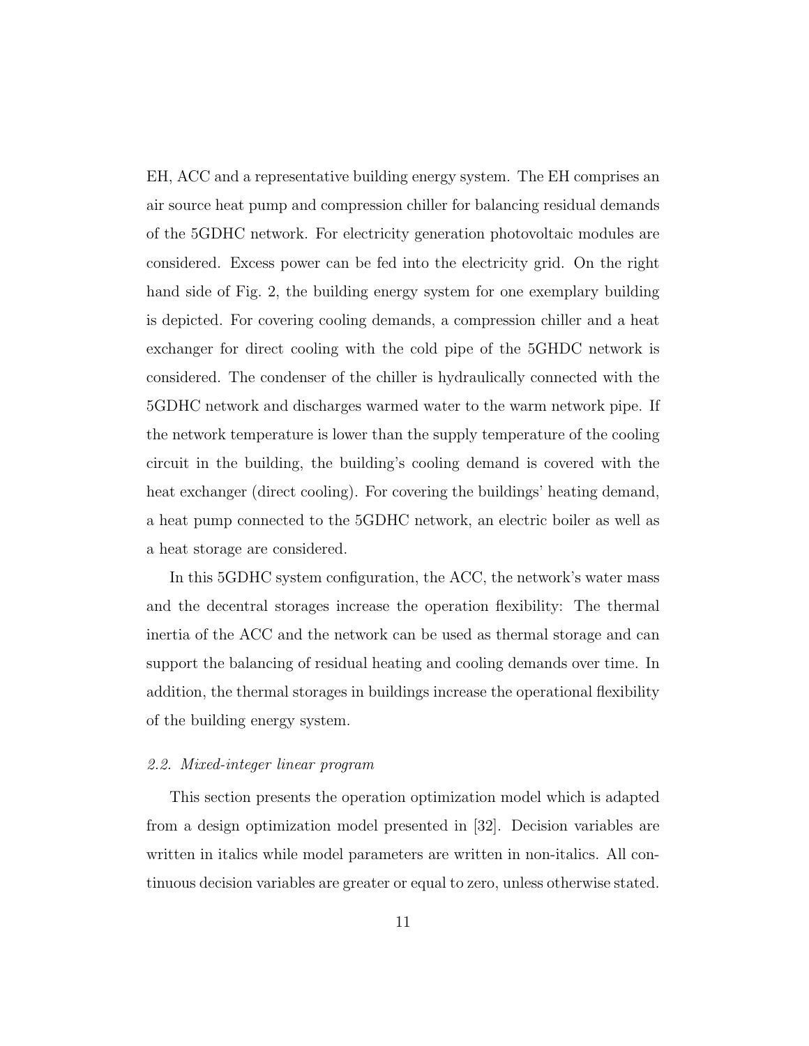EH, ACC and a representative building energy system. The EH comprises an air source heat pump and compression chiller for balancing residual demands of the 5GDHC network. For electricity generation photovoltaic modules are considered. Excess power can be fed into the electricity grid. On the right hand side of Fig. 2, the building energy system for one exemplary building is depicted. For covering cooling demands, a compression chiller and a heat exchanger for direct cooling with the cold pipe of the 5GHDC network is considered. The condenser of the chiller is hydraulically connected with the 5GDHC network and discharges warmed water to the warm network pipe. If the network temperature is lower than the supply temperature of the cooling circuit in the building, the building's cooling demand is covered with the heat exchanger (direct cooling). For covering the buildings' heating demand, a heat pump connected to the 5GDHC network, an electric boiler as well as a heat storage are considered.

In this 5GDHC system configuration, the ACC, the network's water mass and the decentral storages increase the operation flexibility: The thermal inertia of the ACC and the network can be used as thermal storage and can support the balancing of residual heating and cooling demands over time. In addition, the thermal storages in buildings increase the operational flexibility of the building energy system.

### *2.2. Mixed-integer linear program*

This section presents the operation optimization model which is adapted from a design optimization model presented in [32]. Decision variables are written in italics while model parameters are written in non-italics. All continuous decision variables are greater or equal to zero, unless otherwise stated.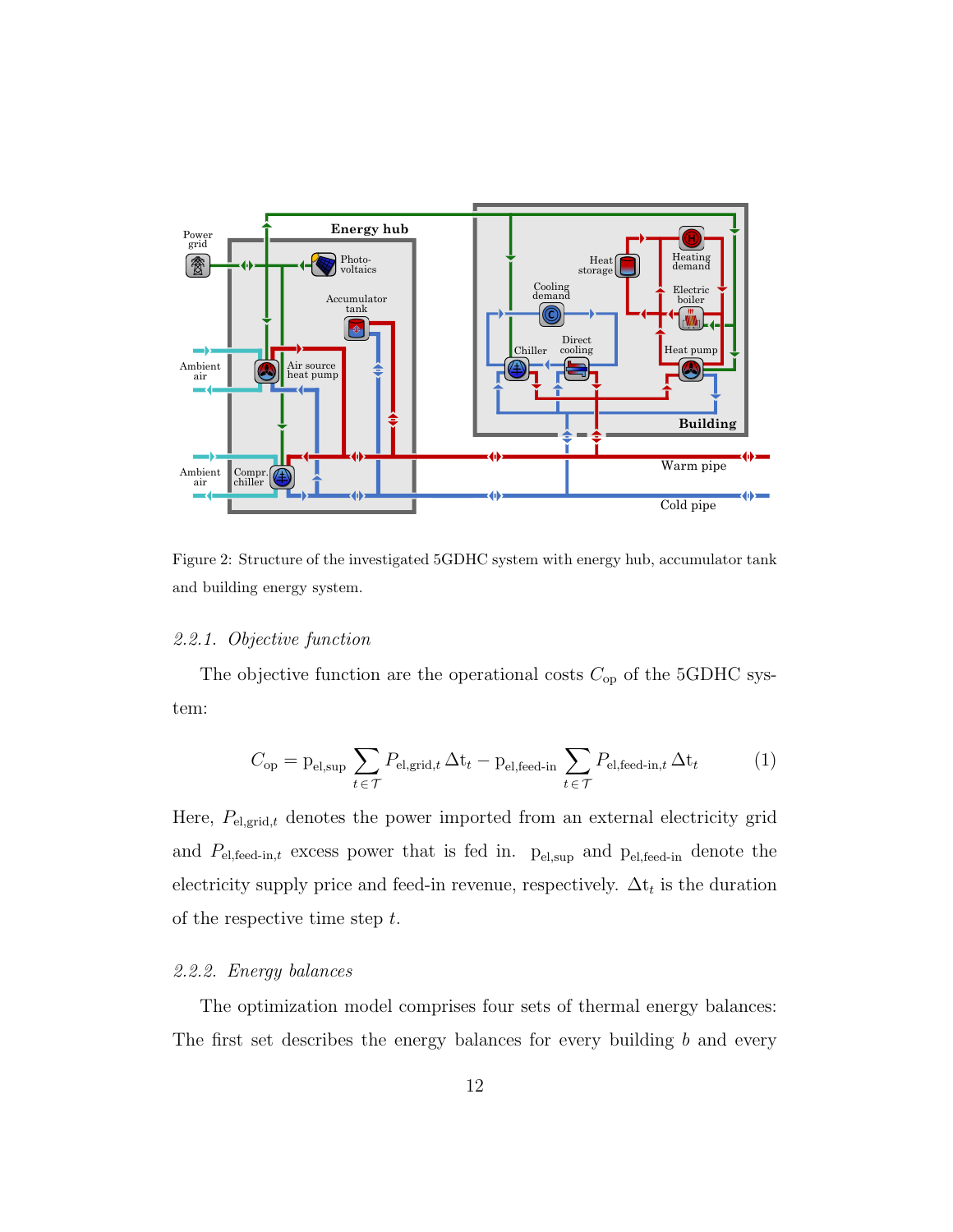Figure 2: Structure of the investigated 5GDHC system with energy hub, accumulator tank and building energy system.

#### 2.2.1. Objective function

The objective function are the operational costs $C_{\text{op}}$ of the 5GDHC system:

$$C_{\text{op}} = \mathrm{p}_{\text{el,sup}} \sum_{t \in \mathcal{T}} P_{\text{el,grid},t} \, \Delta \mathrm{t}_t - \mathrm{p}_{\text{el,feed-in}} \sum_{t \in \mathcal{T}} P_{\text{el,feed-in},t} \, \Delta \mathrm{t}_t \tag{1}$$

Here, $P_{\text{el,grid},t}$ denotes the power imported from an external electricity grid and $P_{\text{el,feed-in},t}$ excess power that is fed in. $\mathrm{p}_{\text{el,sup}}$ and $\mathrm{p}_{\text{el,feed-in}}$ denote the electricity supply price and feed-in revenue, respectively. $\Delta \mathrm{t}_t$ is the duration of the respective time step $t$.

#### 2.2.2. Energy balances

The optimization model comprises four sets of thermal energy balances: The first set describes the energy balances for every building $b$ and every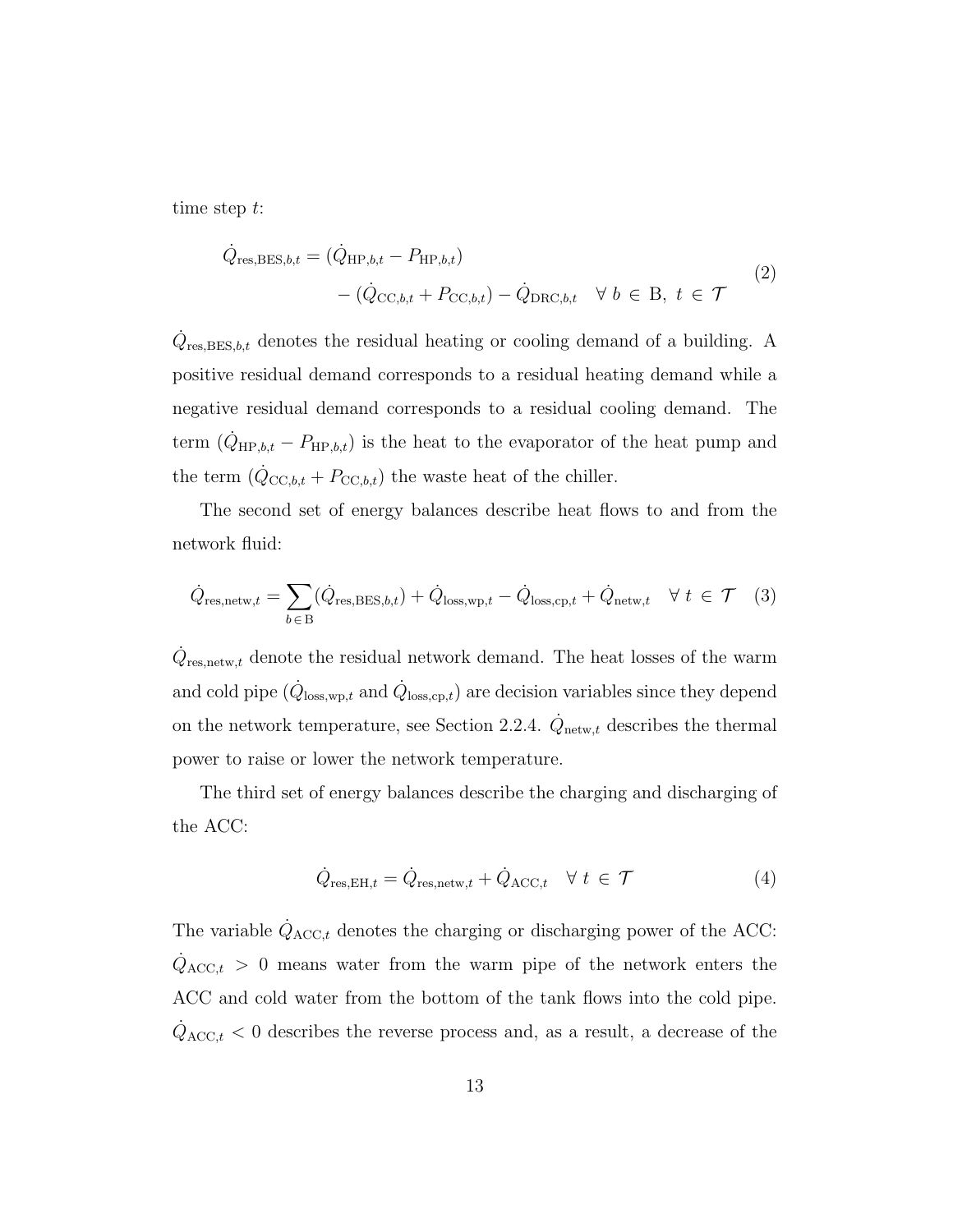time step $t$:

$$\dot{Q}_{\text{res,BES},b,t} = (\dot{Q}_{\text{HP},b,t} - P_{\text{HP},b,t}) \\ - (\dot{Q}_{\text{CC},b,t} + P_{\text{CC},b,t}) - \dot{Q}_{\text{DRC},b,t} \quad \forall \; b \in \text{B}, \; t \in \mathcal{T} \tag{2}$$

$\dot{Q}_{\text{res,BES},b,t}$ denotes the residual heating or cooling demand of a building. A positive residual demand corresponds to a residual heating demand while a negative residual demand corresponds to a residual cooling demand. The term $(\dot{Q}_{\text{HP},b,t} - P_{\text{HP},b,t})$ is the heat to the evaporator of the heat pump and the term $(\dot{Q}_{\text{CC},b,t} + P_{\text{CC},b,t})$ the waste heat of the chiller.

The second set of energy balances describe heat flows to and from the network fluid:

$$\dot{Q}_{\text{res,netw},t} = \sum_{b \in \text{B}} (\dot{Q}_{\text{res,BES},b,t}) + \dot{Q}_{\text{loss,wp},t} - \dot{Q}_{\text{loss,cp},t} + \dot{Q}_{\text{netw},t} \quad \forall \; t \in \mathcal{T} \tag{3}$$

$\dot{Q}_{\text{res,netw},t}$ denote the residual network demand. The heat losses of the warm and cold pipe ($\dot{Q}_{\text{loss,wp},t}$ and $\dot{Q}_{\text{loss,cp},t}$) are decision variables since they depend on the network temperature, see Section 2.2.4. $\dot{Q}_{\text{netw},t}$ describes the thermal power to raise or lower the network temperature.

The third set of energy balances describe the charging and discharging of the ACC:

$$\dot{Q}_{\text{res,EH},t} = \dot{Q}_{\text{res,netw},t} + \dot{Q}_{\text{ACC},t} \quad \forall \; t \in \mathcal{T} \tag{4}$$

The variable $\dot{Q}_{\text{ACC},t}$ denotes the charging or discharging power of the ACC: $\dot{Q}_{\text{ACC},t} > 0$ means water from the warm pipe of the network enters the ACC and cold water from the bottom of the tank flows into the cold pipe. $\dot{Q}_{\text{ACC},t} < 0$ describes the reverse process and, as a result, a decrease of the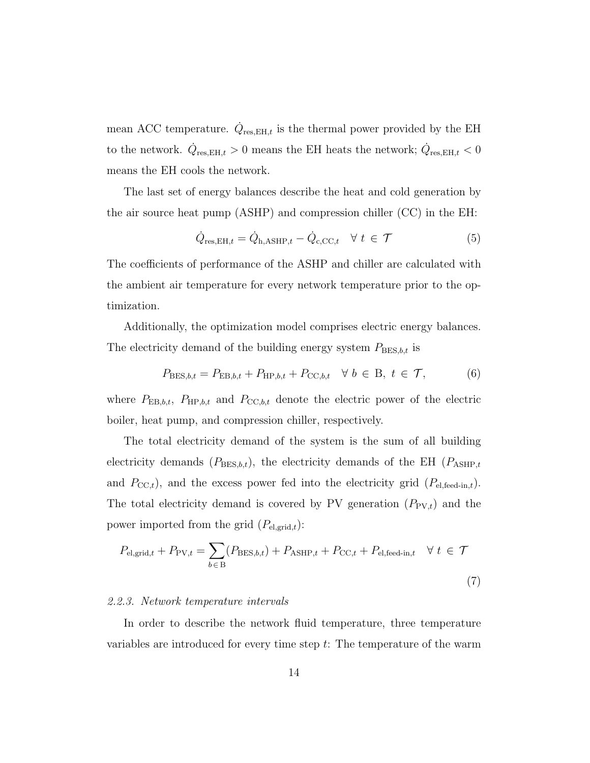mean ACC temperature. $\dot{Q}_{\mathrm{res,EH},t}$ is the thermal power provided by the EH to the network. $\dot{Q}_{\mathrm{res,EH},t} > 0$ means the EH heats the network; $\dot{Q}_{\mathrm{res,EH},t} < 0$ means the EH cools the network.

The last set of energy balances describe the heat and cold generation by the air source heat pump (ASHP) and compression chiller (CC) in the EH:

$$\dot{Q}_{\mathrm{res,EH},t} = \dot{Q}_{\mathrm{h,ASHP},t} - \dot{Q}_{\mathrm{c,CC},t} \quad \forall\ t\ \in\ \mathcal{T} \tag{5}$$

The coefficients of performance of the ASHP and chiller are calculated with the ambient air temperature for every network temperature prior to the optimization.

Additionally, the optimization model comprises electric energy balances. The electricity demand of the building energy system $P_{\mathrm{BES},b,t}$ is

$$P_{\mathrm{BES},b,t} = P_{\mathrm{EB},b,t} + P_{\mathrm{HP},b,t} + P_{\mathrm{CC},b,t} \quad \forall\ b\ \in\ \mathrm{B},\ t\ \in\ \mathcal{T}, \tag{6}$$

where $P_{\mathrm{EB},b,t}$, $P_{\mathrm{HP},b,t}$ and $P_{\mathrm{CC},b,t}$ denote the electric power of the electric boiler, heat pump, and compression chiller, respectively.

The total electricity demand of the system is the sum of all building electricity demands ($P_{\mathrm{BES},b,t}$), the electricity demands of the EH ($P_{\mathrm{ASHP},t}$ and $P_{\mathrm{CC},t}$), and the excess power fed into the electricity grid ($P_{\mathrm{el,feed\text{-}in},t}$). The total electricity demand is covered by PV generation ($P_{\mathrm{PV},t}$) and the power imported from the grid ($P_{\mathrm{el,grid},t}$):

$$P_{\mathrm{el,grid},t} + P_{\mathrm{PV},t} = \sum_{b\,\in\,\mathrm{B}} (P_{\mathrm{BES},b,t}) + P_{\mathrm{ASHP},t} + P_{\mathrm{CC},t} + P_{\mathrm{el,feed\text{-}in},t} \quad \forall\ t\ \in\ \mathcal{T} \tag{7}$$

#### *2.2.3. Network temperature intervals*

In order to describe the network fluid temperature, three temperature variables are introduced for every time step $t$: The temperature of the warm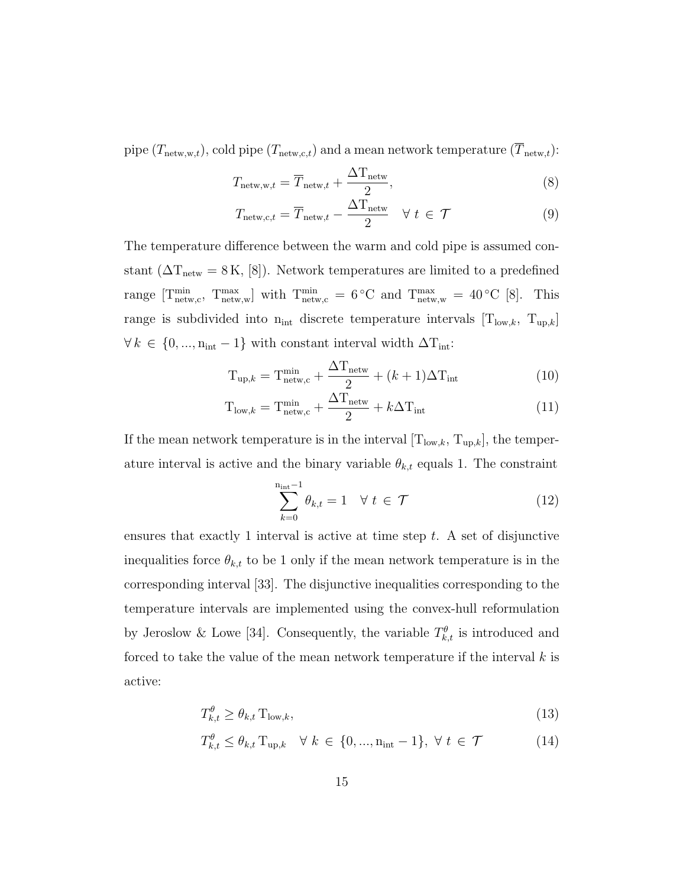pipe ($T_{\text{netw,w},t}$), cold pipe ($T_{\text{netw,c},t}$) and a mean network temperature ($\overline{T}_{\text{netw},t}$):

$$T_{\text{netw,w},t} = \overline{T}_{\text{netw},t} + \frac{\Delta \mathrm{T}_{\text{netw}}}{2}, \tag{8}$$

$$T_{\text{netw,c},t} = \overline{T}_{\text{netw},t} - \frac{\Delta \mathrm{T}_{\text{netw}}}{2} \quad \forall\, t \in \mathcal{T} \tag{9}$$

The temperature difference between the warm and cold pipe is assumed constant ($\Delta \mathrm{T}_{\text{netw}} = 8\,\mathrm{K}$, [8]). Network temperatures are limited to a predefined range $[\mathrm{T}^{\min}_{\text{netw,c}},\ \mathrm{T}^{\max}_{\text{netw,w}}]$ with $\mathrm{T}^{\min}_{\text{netw,c}} = 6\,^{\circ}\mathrm{C}$ and $\mathrm{T}^{\max}_{\text{netw,w}} = 40\,^{\circ}\mathrm{C}$ [8]. This range is subdivided into $\mathrm{n}_{\text{int}}$ discrete temperature intervals $[\mathrm{T}_{\text{low},k},\ \mathrm{T}_{\text{up},k}]$ $\forall\, k \in \{0, ..., \mathrm{n}_{\text{int}} - 1\}$ with constant interval width $\Delta \mathrm{T}_{\text{int}}$:

$$\mathrm{T}_{\text{up},k} = \mathrm{T}^{\min}_{\text{netw,c}} + \frac{\Delta \mathrm{T}_{\text{netw}}}{2} + (k+1)\Delta \mathrm{T}_{\text{int}} \tag{10}$$

$$\mathrm{T}_{\text{low},k} = \mathrm{T}^{\min}_{\text{netw,c}} + \frac{\Delta \mathrm{T}_{\text{netw}}}{2} + k\Delta \mathrm{T}_{\text{int}} \tag{11}$$

If the mean network temperature is in the interval $[\mathrm{T}_{\text{low},k},\ \mathrm{T}_{\text{up},k}]$, the temperature interval is active and the binary variable $\theta_{k,t}$ equals 1. The constraint

$$\sum_{k=0}^{\mathrm{n}_{\text{int}}-1} \theta_{k,t} = 1 \quad \forall\, t \in \mathcal{T} \tag{12}$$

ensures that exactly 1 interval is active at time step $t$. A set of disjunctive inequalities force $\theta_{k,t}$ to be 1 only if the mean network temperature is in the corresponding interval [33]. The disjunctive inequalities corresponding to the temperature intervals are implemented using the convex-hull reformulation by Jeroslow & Lowe [34]. Consequently, the variable $T^{\theta}_{k,t}$ is introduced and forced to take the value of the mean network temperature if the interval $k$ is active:

$$T^{\theta}_{k,t} \geq \theta_{k,t}\, \mathrm{T}_{\text{low},k}, \tag{13}$$

$$T^{\theta}_{k,t} \leq \theta_{k,t}\, \mathrm{T}_{\text{up},k} \quad \forall\, k \in \{0, ..., \mathrm{n}_{\text{int}} - 1\},\ \forall\, t \in \mathcal{T} \tag{14}$$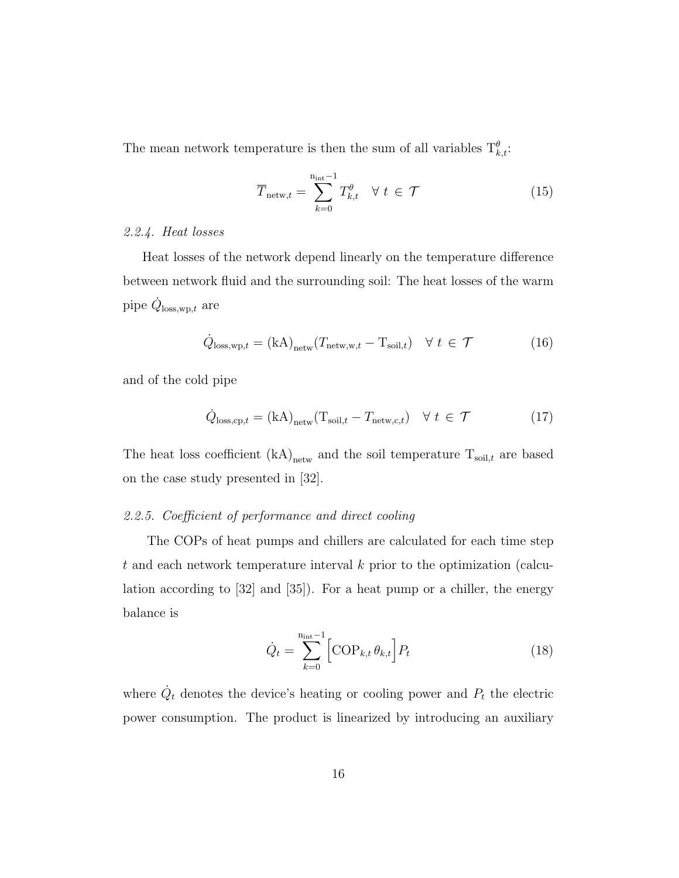The mean network temperature is then the sum of all variables $\mathrm{T}^{\theta}_{k,t}$:

$$\overline{T}_{\mathrm{netw},t} = \sum_{k=0}^{\mathrm{n_{int}}-1} T^{\theta}_{k,t} \quad \forall\ t\ \in\ \mathcal{T} \tag{15}$$

### *2.2.4. Heat losses*

Heat losses of the network depend linearly on the temperature difference between network fluid and the surrounding soil: The heat losses of the warm pipe $\dot{Q}_{\mathrm{loss,wp},t}$ are

$$\dot{Q}_{\mathrm{loss,wp},t} = \mathrm{(kA)}_{\mathrm{netw}}(T_{\mathrm{netw,w},t} - \mathrm{T}_{\mathrm{soil},t}) \quad \forall\ t\ \in\ \mathcal{T} \tag{16}$$

and of the cold pipe

$$\dot{Q}_{\mathrm{loss,cp},t} = \mathrm{(kA)}_{\mathrm{netw}}(\mathrm{T}_{\mathrm{soil},t} - T_{\mathrm{netw,c},t}) \quad \forall\ t\ \in\ \mathcal{T} \tag{17}$$

The heat loss coefficient $\mathrm{(kA)}_{\mathrm{netw}}$ and the soil temperature $\mathrm{T}_{\mathrm{soil},t}$ are based on the case study presented in [32].

### *2.2.5. Coefficient of performance and direct cooling*

The COPs of heat pumps and chillers are calculated for each time step $t$ and each network temperature interval $k$ prior to the optimization (calculation according to [32] and [35]). For a heat pump or a chiller, the energy balance is

$$\dot{Q}_t = \sum_{k=0}^{\mathrm{n_{int}}-1} \Big[ \mathrm{COP}_{k,t}\, \theta_{k,t} \Big] P_t \tag{18}$$

where $\dot{Q}_t$ denotes the device's heating or cooling power and $P_t$ the electric power consumption. The product is linearized by introducing an auxiliary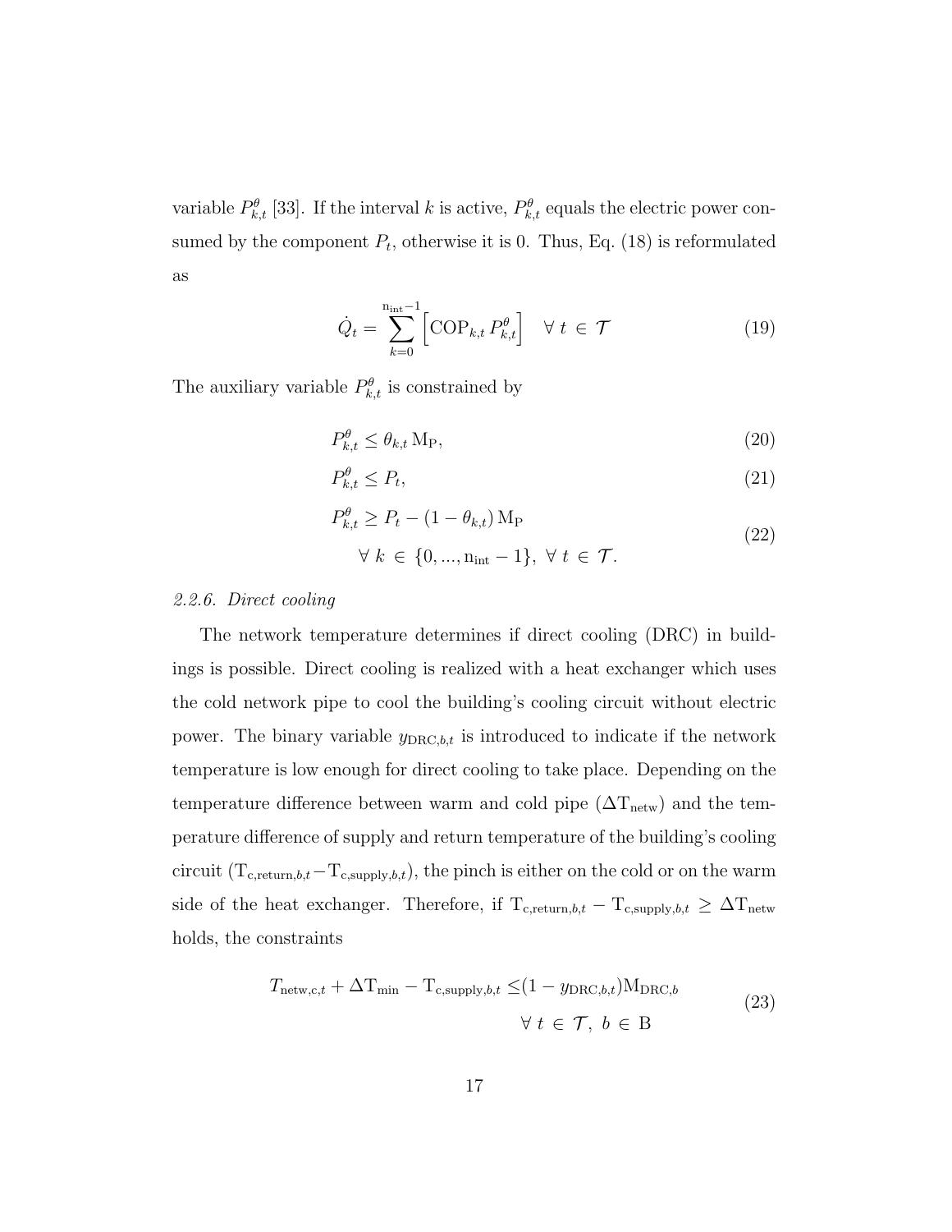variable $P^{\theta}_{k,t}$ [33]. If the interval $k$ is active, $P^{\theta}_{k,t}$ equals the electric power consumed by the component $P_t$, otherwise it is 0. Thus, Eq. (18) is reformulated as

$$\dot{Q}_t = \sum_{k=0}^{\mathrm{n_{int}}-1} \left[ \mathrm{COP}_{k,t} \, P^{\theta}_{k,t} \right] \quad \forall \; t \, \in \, \mathcal{T} \tag{19}$$

The auxiliary variable $P^{\theta}_{k,t}$ is constrained by

$$P^{\theta}_{k,t} \leq \theta_{k,t} \, \mathrm{M_P}, \tag{20}$$

$$P^{\theta}_{k,t} \leq P_t, \tag{21}$$

$$P^{\theta}_{k,t} \geq P_t - (1 - \theta_{k,t}) \, \mathrm{M_P} \qquad \forall \; k \, \in \, \{0, ..., \mathrm{n_{int}} - 1\}, \; \forall \; t \, \in \, \mathcal{T}. \tag{22}$$

### *2.2.6. Direct cooling*

The network temperature determines if direct cooling (DRC) in buildings is possible. Direct cooling is realized with a heat exchanger which uses the cold network pipe to cool the building's cooling circuit without electric power. The binary variable $y_{\mathrm{DRC},b,t}$ is introduced to indicate if the network temperature is low enough for direct cooling to take place. Depending on the temperature difference between warm and cold pipe ($\Delta \mathrm{T_{netw}}$) and the temperature difference of supply and return temperature of the building's cooling circuit ($\mathrm{T_{c,return}}_{,b,t} - \mathrm{T_{c,supply}}_{,b,t}$), the pinch is either on the cold or on the warm side of the heat exchanger. Therefore, if $\mathrm{T_{c,return}}_{,b,t} - \mathrm{T_{c,supply}}_{,b,t} \geq \Delta \mathrm{T_{netw}}$ holds, the constraints

$$T_{\mathrm{netw,c},t} + \Delta \mathrm{T_{min}} - \mathrm{T_{c,supply}}_{,b,t} \leq (1 - y_{\mathrm{DRC},b,t}) \mathrm{M}_{\mathrm{DRC},b} \qquad \forall \; t \, \in \, \mathcal{T}, \; b \, \in \, \mathrm{B} \tag{23}$$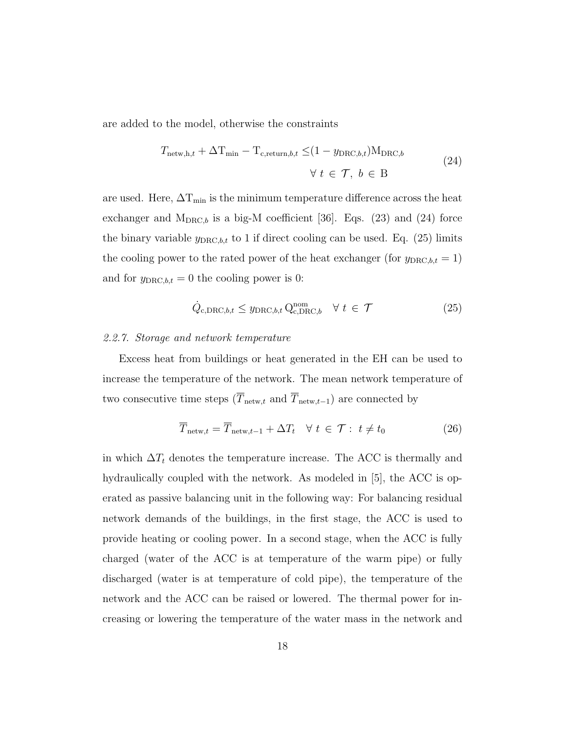are added to the model, otherwise the constraints

$$T_{\mathrm{netw,h},t} + \Delta\mathrm{T}_{\mathrm{min}} - \mathrm{T}_{\mathrm{c,return},b,t} \leq (1 - y_{\mathrm{DRC},b,t})\mathrm{M}_{\mathrm{DRC},b} \quad \forall\ t \in \mathcal{T},\ b \in \mathrm{B} \tag{24}$$

are used. Here, $\Delta\mathrm{T}_{\mathrm{min}}$ is the minimum temperature difference across the heat exchanger and $\mathrm{M}_{\mathrm{DRC},b}$ is a big-M coefficient [36]. Eqs. (23) and (24) force the binary variable $y_{\mathrm{DRC},b,t}$ to 1 if direct cooling can be used. Eq. (25) limits the cooling power to the rated power of the heat exchanger (for $y_{\mathrm{DRC},b,t} = 1$) and for $y_{\mathrm{DRC},b,t} = 0$ the cooling power is 0:

$$\dot{Q}_{\mathrm{c,DRC},b,t} \leq y_{\mathrm{DRC},b,t}\,\mathrm{Q}^{\mathrm{nom}}_{\mathrm{c,DRC},b} \quad \forall\ t \in \mathcal{T} \tag{25}$$

### 2.2.7. Storage and network temperature

Excess heat from buildings or heat generated in the EH can be used to increase the temperature of the network. The mean network temperature of two consecutive time steps ($\overline{T}_{\mathrm{netw},t}$ and $\overline{T}_{\mathrm{netw},t-1}$) are connected by

$$\overline{T}_{\mathrm{netw},t} = \overline{T}_{\mathrm{netw},t-1} + \Delta T_t \quad \forall\ t \in \mathcal{T} :\ t \neq t_0 \tag{26}$$

in which $\Delta T_t$ denotes the temperature increase. The ACC is thermally and hydraulically coupled with the network. As modeled in [5], the ACC is operated as passive balancing unit in the following way: For balancing residual network demands of the buildings, in the first stage, the ACC is used to provide heating or cooling power. In a second stage, when the ACC is fully charged (water of the ACC is at temperature of the warm pipe) or fully discharged (water is at temperature of cold pipe), the temperature of the network and the ACC can be raised or lowered. The thermal power for increasing or lowering the temperature of the water mass in the network and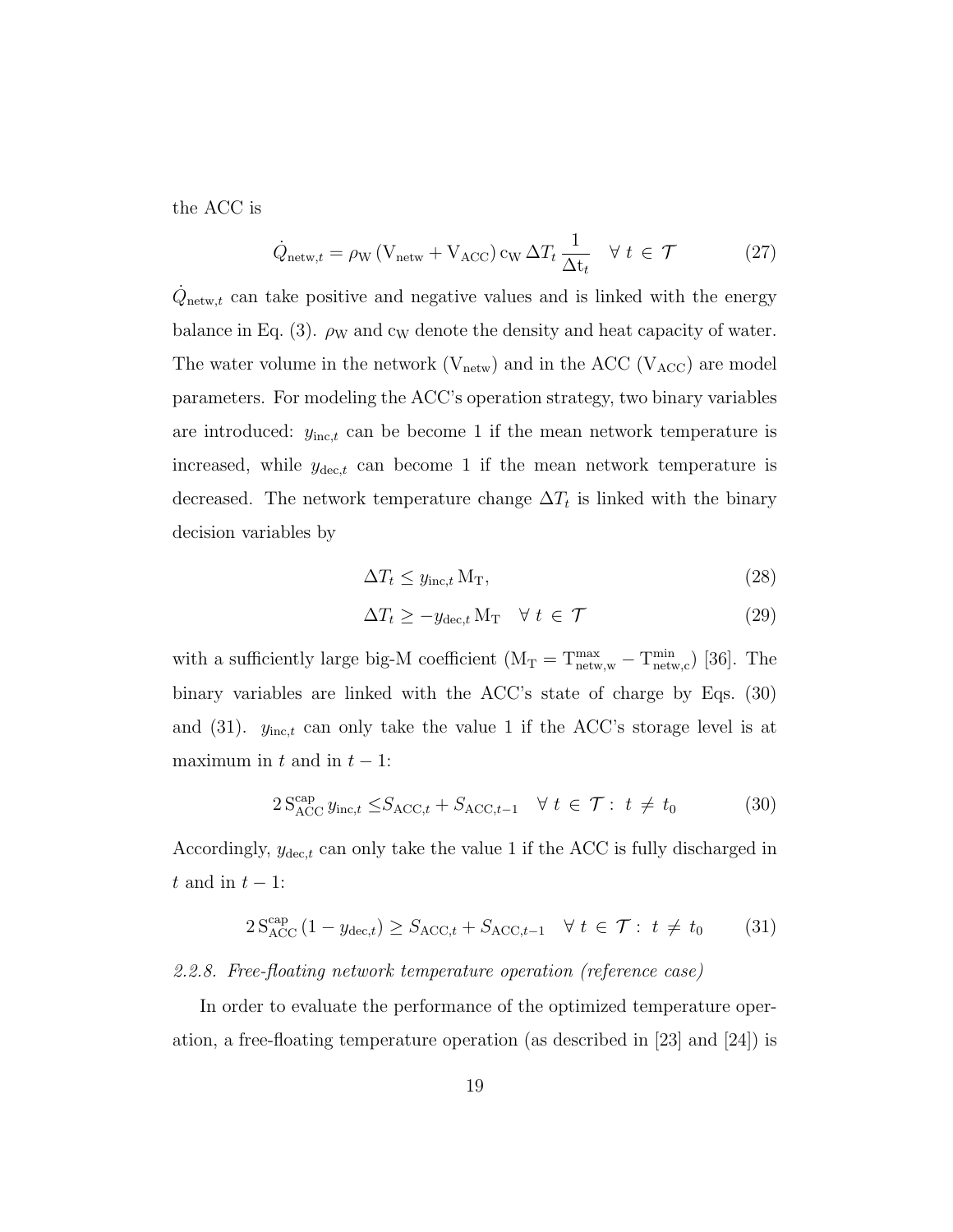the ACC is

$$\dot{Q}_{\mathrm{netw},t} = \rho_{\mathrm{W}} \left(\mathrm{V}_{\mathrm{netw}} + \mathrm{V}_{\mathrm{ACC}}\right) \mathrm{c}_{\mathrm{W}} \, \Delta T_t \, \frac{1}{\Delta \mathrm{t}_t} \quad \forall \ t \in \mathcal{T} \tag{27}$$

$\dot{Q}_{\mathrm{netw},t}$ can take positive and negative values and is linked with the energy balance in Eq. (3). $\rho_{\mathrm{W}}$ and $\mathrm{c}_{\mathrm{W}}$ denote the density and heat capacity of water. The water volume in the network ($\mathrm{V}_{\mathrm{netw}}$) and in the ACC ($\mathrm{V}_{\mathrm{ACC}}$) are model parameters. For modeling the ACC's operation strategy, two binary variables are introduced: $y_{\mathrm{inc},t}$ can be become 1 if the mean network temperature is increased, while $y_{\mathrm{dec},t}$ can become 1 if the mean network temperature is decreased. The network temperature change $\Delta T_t$ is linked with the binary decision variables by

$$\Delta T_t \leq y_{\mathrm{inc},t} \, \mathrm{M}_{\mathrm{T}}, \tag{28}$$

$$\Delta T_t \geq -y_{\mathrm{dec},t} \, \mathrm{M}_{\mathrm{T}} \quad \forall \ t \in \mathcal{T} \tag{29}$$

with a sufficiently large big-M coefficient ($\mathrm{M}_{\mathrm{T}} = \mathrm{T}^{\mathrm{max}}_{\mathrm{netw,w}} - \mathrm{T}^{\mathrm{min}}_{\mathrm{netw,c}}$) [36]. The binary variables are linked with the ACC's state of charge by Eqs. (30) and (31). $y_{\mathrm{inc},t}$ can only take the value 1 if the ACC's storage level is at maximum in $t$ and in $t-1$:

$$2 \, \mathrm{S}^{\mathrm{cap}}_{\mathrm{ACC}} \, y_{\mathrm{inc},t} \leq S_{\mathrm{ACC},t} + S_{\mathrm{ACC},t-1} \quad \forall \ t \in \mathcal{T}: \ t \neq t_0 \tag{30}$$

Accordingly, $y_{\mathrm{dec},t}$ can only take the value 1 if the ACC is fully discharged in $t$ and in $t-1$:

$$2 \, \mathrm{S}^{\mathrm{cap}}_{\mathrm{ACC}} \left(1 - y_{\mathrm{dec},t}\right) \geq S_{\mathrm{ACC},t} + S_{\mathrm{ACC},t-1} \quad \forall \ t \in \mathcal{T}: \ t \neq t_0 \tag{31}$$

#### *2.2.8. Free-floating network temperature operation (reference case)*

In order to evaluate the performance of the optimized temperature operation, a free-floating temperature operation (as described in [23] and [24]) is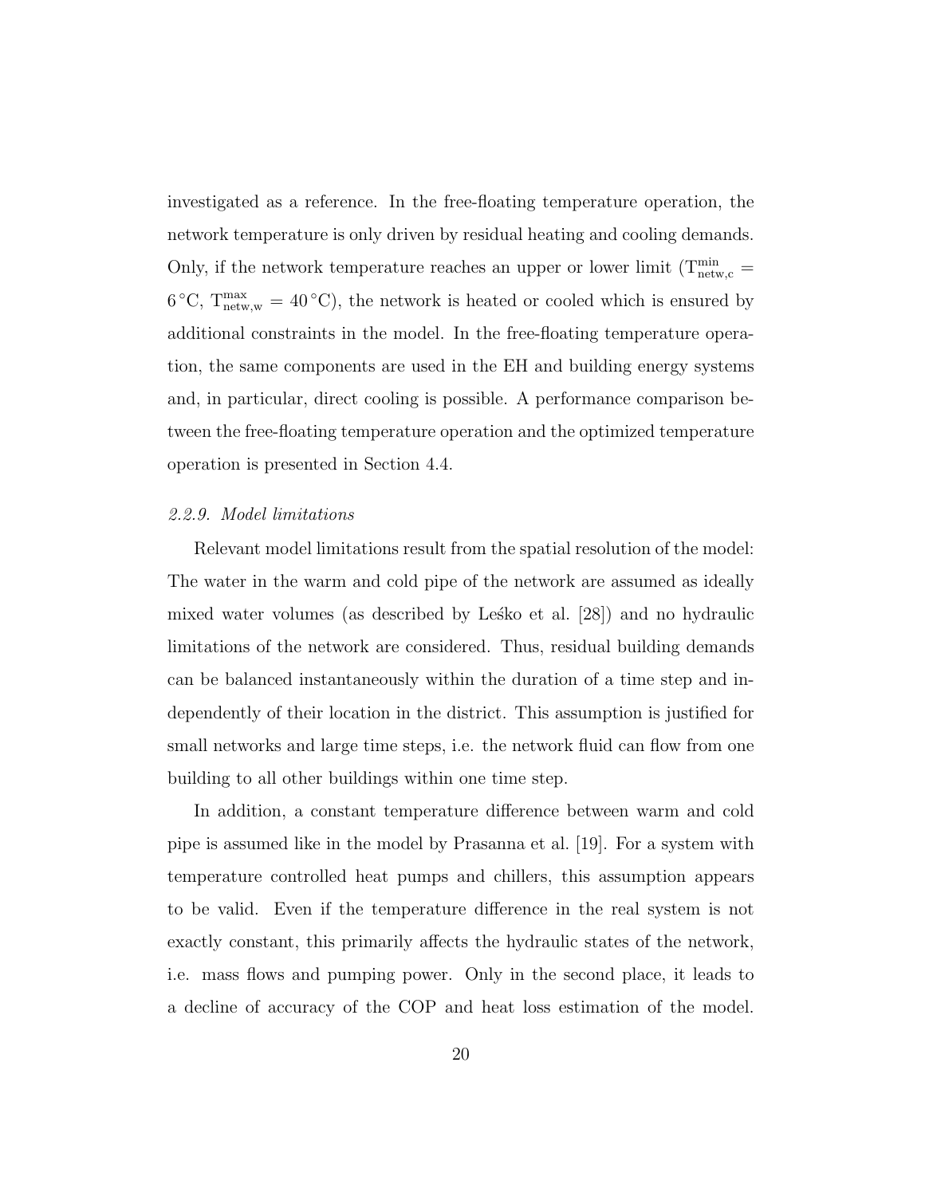investigated as a reference. In the free-floating temperature operation, the network temperature is only driven by residual heating and cooling demands. Only, if the network temperature reaches an upper or lower limit ($T^{min}_{netw,c} = 6\,°C$, $T^{max}_{netw,w} = 40\,°C$), the network is heated or cooled which is ensured by additional constraints in the model. In the free-floating temperature operation, the same components are used in the EH and building energy systems and, in particular, direct cooling is possible. A performance comparison between the free-floating temperature operation and the optimized temperature operation is presented in Section 4.4.

#### *2.2.9. Model limitations*

Relevant model limitations result from the spatial resolution of the model: The water in the warm and cold pipe of the network are assumed as ideally mixed water volumes (as described by Leśko et al. [28]) and no hydraulic limitations of the network are considered. Thus, residual building demands can be balanced instantaneously within the duration of a time step and independently of their location in the district. This assumption is justified for small networks and large time steps, i.e. the network fluid can flow from one building to all other buildings within one time step.

In addition, a constant temperature difference between warm and cold pipe is assumed like in the model by Prasanna et al. [19]. For a system with temperature controlled heat pumps and chillers, this assumption appears to be valid. Even if the temperature difference in the real system is not exactly constant, this primarily affects the hydraulic states of the network, i.e. mass flows and pumping power. Only in the second place, it leads to a decline of accuracy of the COP and heat loss estimation of the model.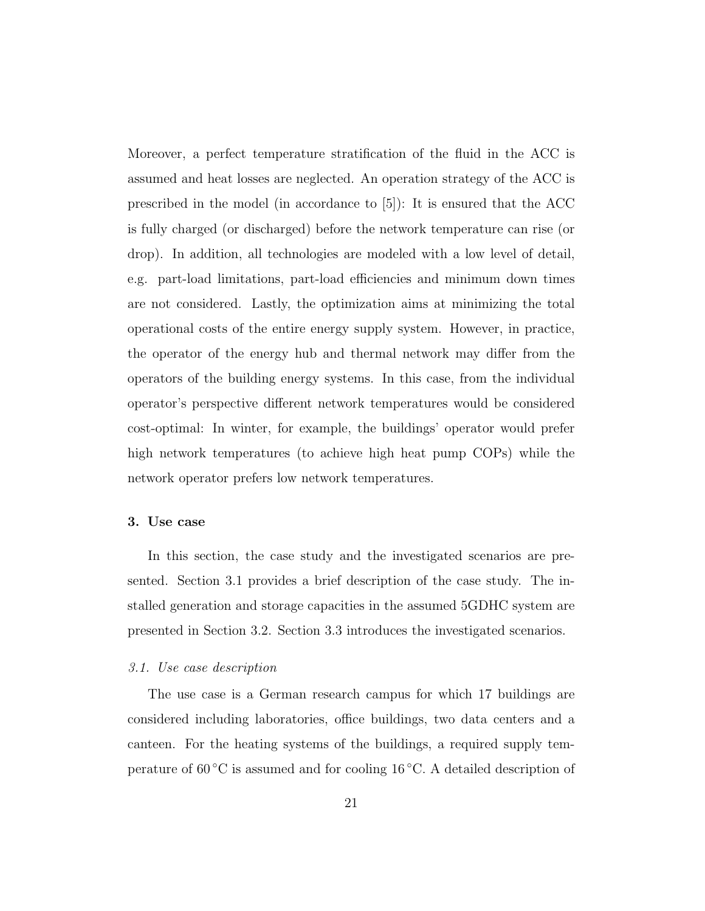Moreover, a perfect temperature stratification of the fluid in the ACC is assumed and heat losses are neglected. An operation strategy of the ACC is prescribed in the model (in accordance to [5]): It is ensured that the ACC is fully charged (or discharged) before the network temperature can rise (or drop). In addition, all technologies are modeled with a low level of detail, e.g. part-load limitations, part-load efficiencies and minimum down times are not considered. Lastly, the optimization aims at minimizing the total operational costs of the entire energy supply system. However, in practice, the operator of the energy hub and thermal network may differ from the operators of the building energy systems. In this case, from the individual operator's perspective different network temperatures would be considered cost-optimal: In winter, for example, the buildings' operator would prefer high network temperatures (to achieve high heat pump COPs) while the network operator prefers low network temperatures.

## 3. Use case

In this section, the case study and the investigated scenarios are presented. Section 3.1 provides a brief description of the case study. The installed generation and storage capacities in the assumed 5GDHC system are presented in Section 3.2. Section 3.3 introduces the investigated scenarios.

### *3.1. Use case description*

The use case is a German research campus for which 17 buildings are considered including laboratories, office buildings, two data centers and a canteen. For the heating systems of the buildings, a required supply temperature of 60 °C is assumed and for cooling 16 °C. A detailed description of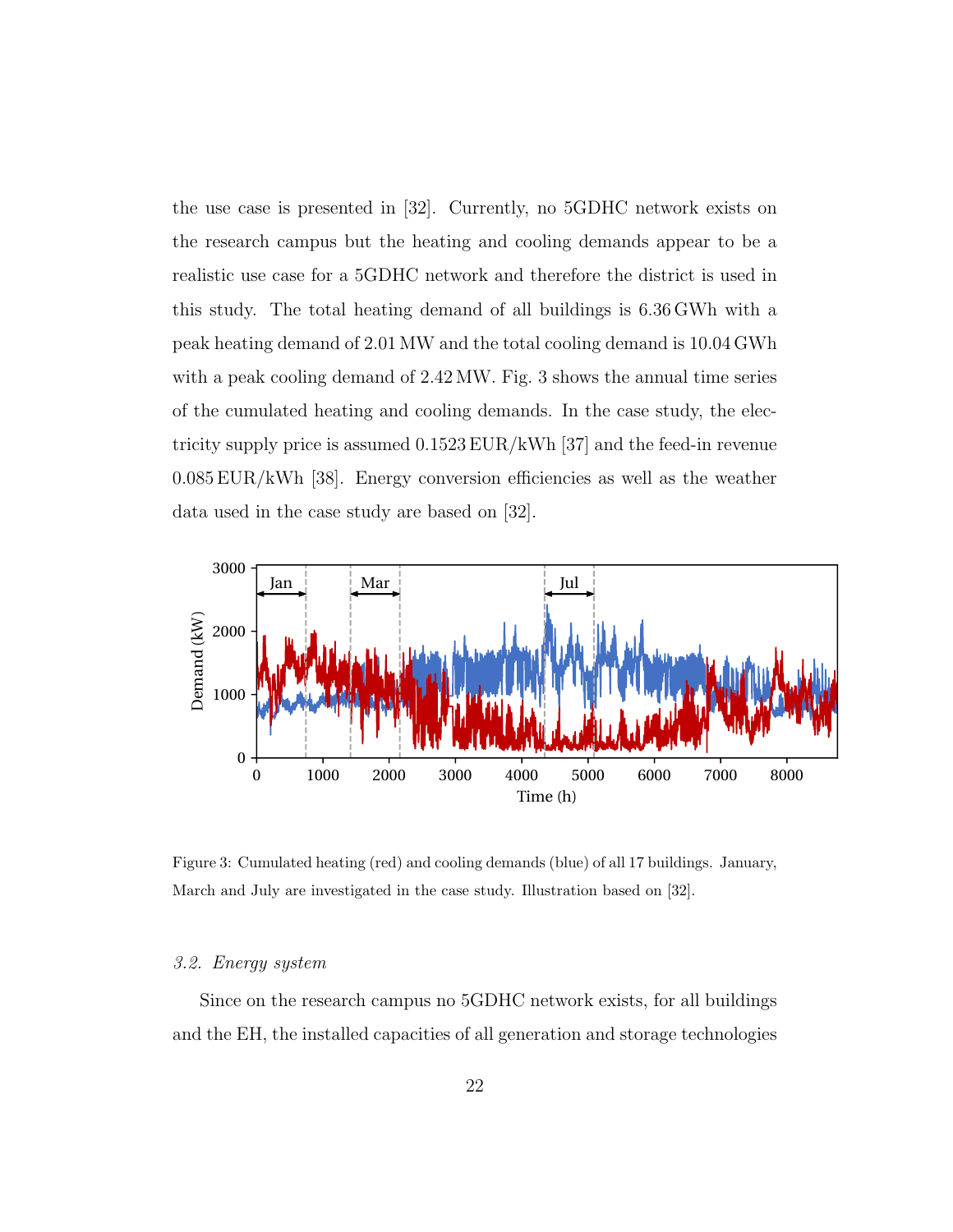the use case is presented in [32]. Currently, no 5GDHC network exists on the research campus but the heating and cooling demands appear to be a realistic use case for a 5GDHC network and therefore the district is used in this study. The total heating demand of all buildings is 6.36 GWh with a peak heating demand of 2.01 MW and the total cooling demand is 10.04 GWh with a peak cooling demand of 2.42 MW. Fig. 3 shows the annual time series of the cumulated heating and cooling demands. In the case study, the electricity supply price is assumed 0.1523 EUR/kWh [37] and the feed-in revenue 0.085 EUR/kWh [38]. Energy conversion efficiencies as well as the weather data used in the case study are based on [32].

Figure 3: Cumulated heating (red) and cooling demands (blue) of all 17 buildings. January, March and July are investigated in the case study. Illustration based on [32].

### 3.2. Energy system

Since on the research campus no 5GDHC network exists, for all buildings and the EH, the installed capacities of all generation and storage technologies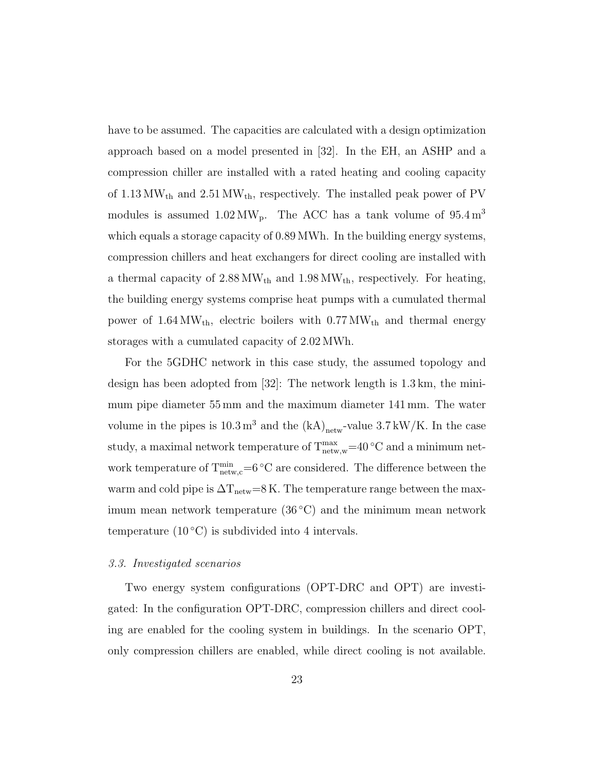have to be assumed. The capacities are calculated with a design optimization approach based on a model presented in [32]. In the EH, an ASHP and a compression chiller are installed with a rated heating and cooling capacity of 1.13 $MW_{th}$ and 2.51 $MW_{th}$, respectively. The installed peak power of PV modules is assumed 1.02 $MW_p$. The ACC has a tank volume of 95.4 $m^3$ which equals a storage capacity of 0.89 MWh. In the building energy systems, compression chillers and heat exchangers for direct cooling are installed with a thermal capacity of 2.88 $MW_{th}$ and 1.98 $MW_{th}$, respectively. For heating, the building energy systems comprise heat pumps with a cumulated thermal power of 1.64 $MW_{th}$, electric boilers with 0.77 $MW_{th}$ and thermal energy storages with a cumulated capacity of 2.02 MWh.

For the 5GDHC network in this case study, the assumed topology and design has been adopted from [32]: The network length is 1.3 km, the minimum pipe diameter 55 mm and the maximum diameter 141 mm. The water volume in the pipes is 10.3 $m^3$ and the $(kA)_{netw}$-value 3.7 kW/K. In the case study, a maximal network temperature of $T_{netw,w}^{max}$=40 °C and a minimum network temperature of $T_{netw,c}^{min}$=6 °C are considered. The difference between the warm and cold pipe is $\Delta T_{netw}$=8 K. The temperature range between the maximum mean network temperature (36 °C) and the minimum mean network temperature (10 °C) is subdivided into 4 intervals.

### *3.3. Investigated scenarios*

Two energy system configurations (OPT-DRC and OPT) are investigated: In the configuration OPT-DRC, compression chillers and direct cooling are enabled for the cooling system in buildings. In the scenario OPT, only compression chillers are enabled, while direct cooling is not available.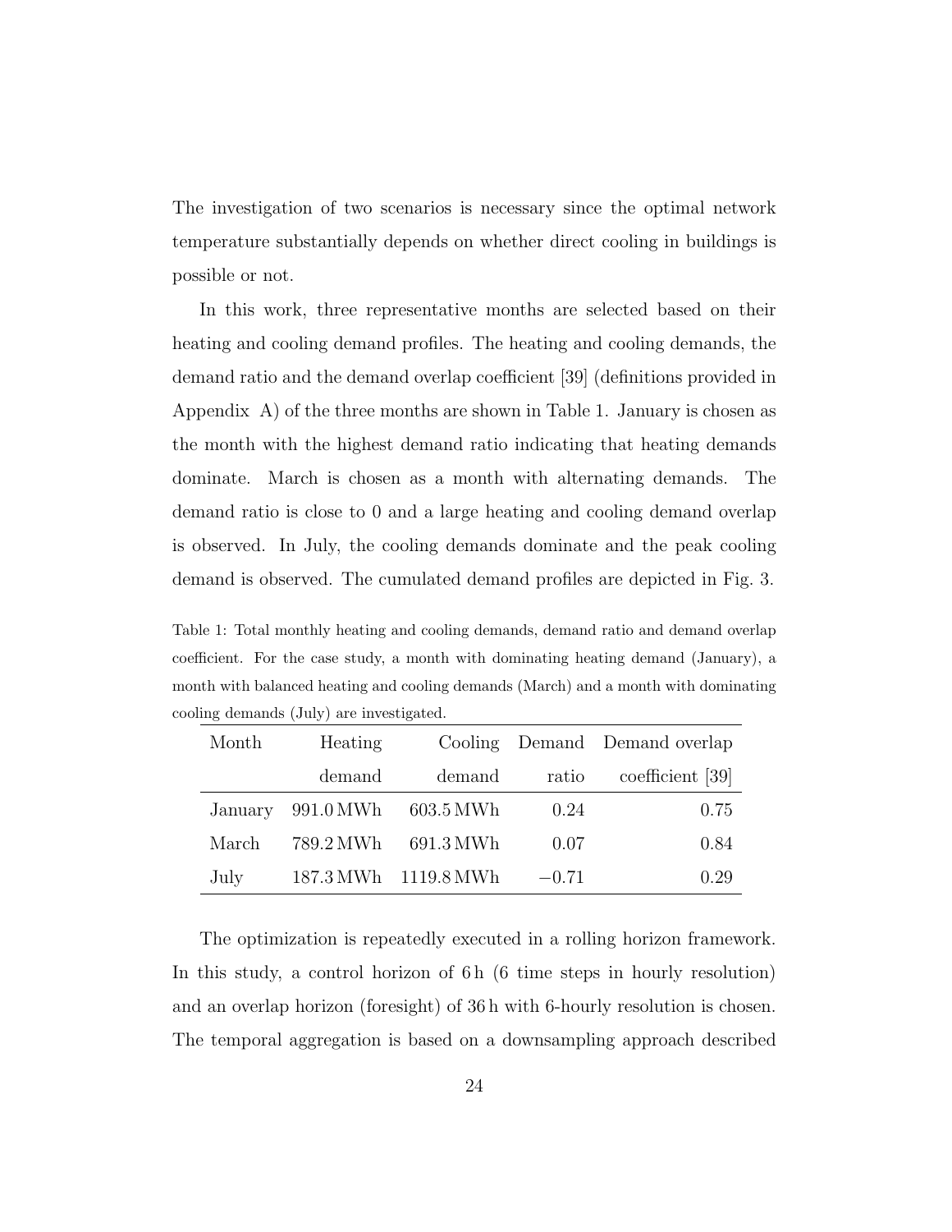The investigation of two scenarios is necessary since the optimal network temperature substantially depends on whether direct cooling in buildings is possible or not.

In this work, three representative months are selected based on their heating and cooling demand profiles. The heating and cooling demands, the demand ratio and the demand overlap coefficient [39] (definitions provided in Appendix A) of the three months are shown in Table 1. January is chosen as the month with the highest demand ratio indicating that heating demands dominate. March is chosen as a month with alternating demands. The demand ratio is close to 0 and a large heating and cooling demand overlap is observed. In July, the cooling demands dominate and the peak cooling demand is observed. The cumulated demand profiles are depicted in Fig. 3.

Table 1: Total monthly heating and cooling demands, demand ratio and demand overlap coefficient. For the case study, a month with dominating heating demand (January), a month with balanced heating and cooling demands (March) and a month with dominating cooling demands (July) are investigated.

| Month | Heating demand | Cooling demand | Demand ratio | Demand overlap coefficient [39] |
|---|---:|---:|---:|---:|
| January | 991.0 MWh | 603.5 MWh | 0.24 | 0.75 |
| March | 789.2 MWh | 691.3 MWh | 0.07 | 0.84 |
| July | 187.3 MWh | 1119.8 MWh | −0.71 | 0.29 |

The optimization is repeatedly executed in a rolling horizon framework. In this study, a control horizon of 6 h (6 time steps in hourly resolution) and an overlap horizon (foresight) of 36 h with 6-hourly resolution is chosen. The temporal aggregation is based on a downsampling approach described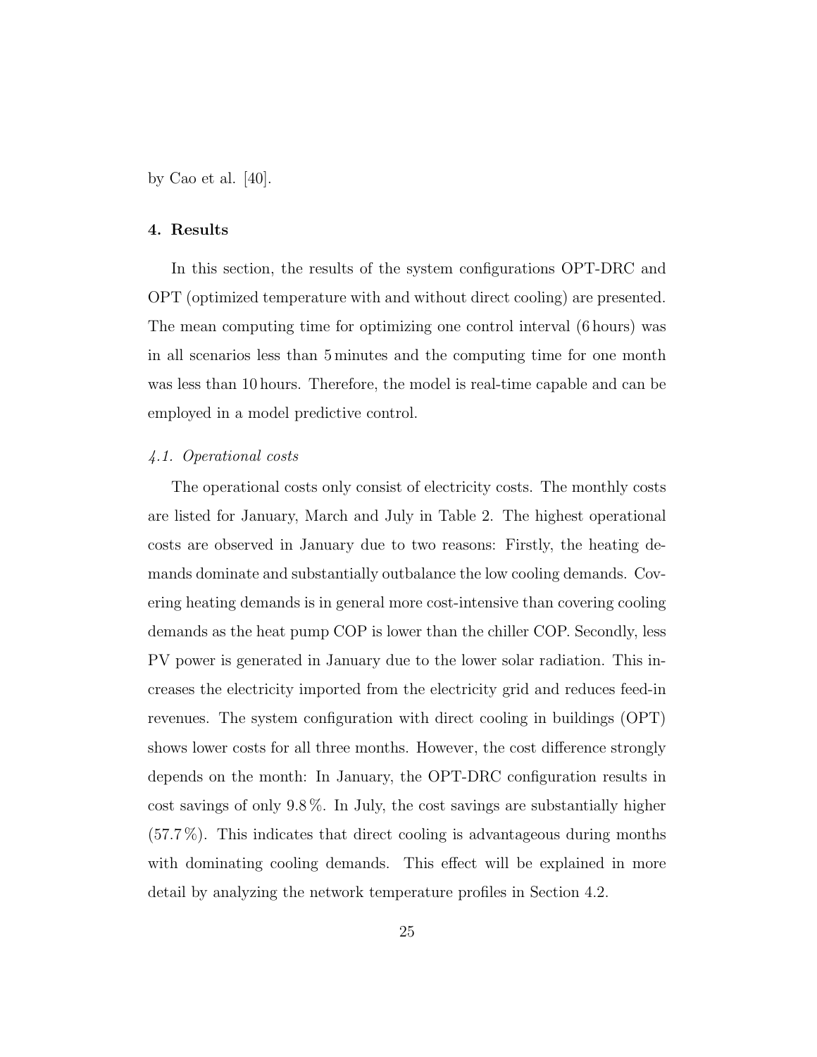by Cao et al. [40].

## 4. Results

In this section, the results of the system configurations OPT-DRC and OPT (optimized temperature with and without direct cooling) are presented. The mean computing time for optimizing one control interval (6 hours) was in all scenarios less than 5 minutes and the computing time for one month was less than 10 hours. Therefore, the model is real-time capable and can be employed in a model predictive control.

### *4.1. Operational costs*

The operational costs only consist of electricity costs. The monthly costs are listed for January, March and July in Table 2. The highest operational costs are observed in January due to two reasons: Firstly, the heating demands dominate and substantially outbalance the low cooling demands. Covering heating demands is in general more cost-intensive than covering cooling demands as the heat pump COP is lower than the chiller COP. Secondly, less PV power is generated in January due to the lower solar radiation. This increases the electricity imported from the electricity grid and reduces feed-in revenues. The system configuration with direct cooling in buildings (OPT) shows lower costs for all three months. However, the cost difference strongly depends on the month: In January, the OPT-DRC configuration results in cost savings of only 9.8 %. In July, the cost savings are substantially higher (57.7 %). This indicates that direct cooling is advantageous during months with dominating cooling demands. This effect will be explained in more detail by analyzing the network temperature profiles in Section 4.2.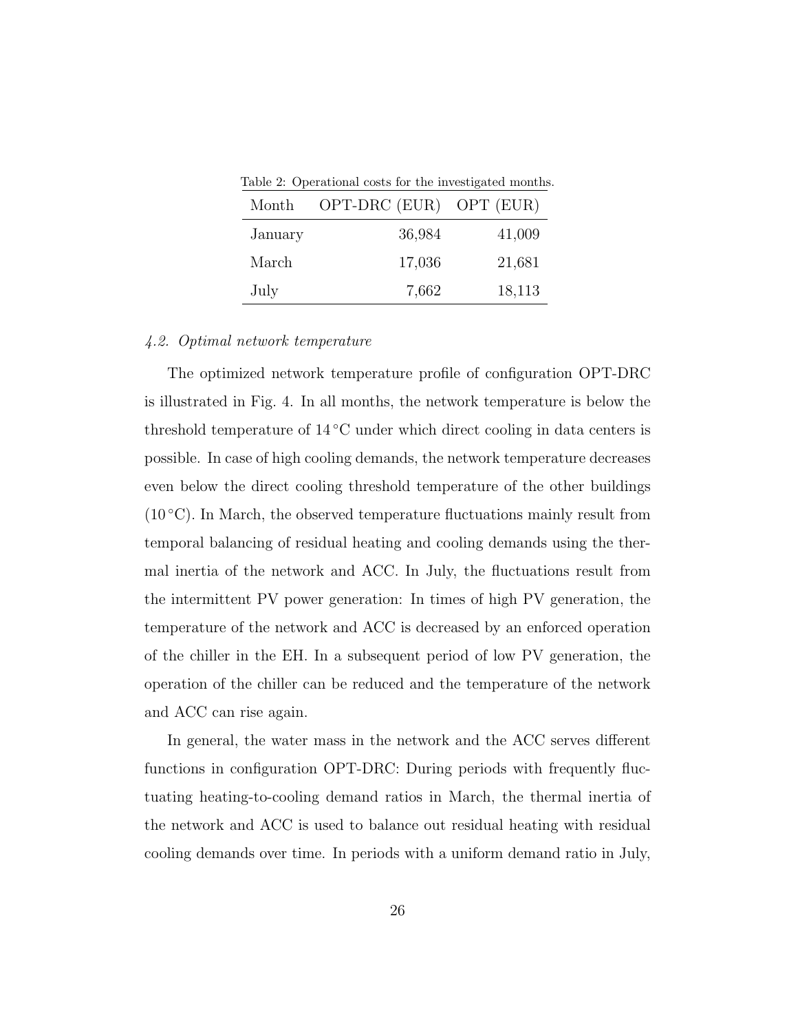Table 2: Operational costs for the investigated months.

| Month | OPT-DRC (EUR) | OPT (EUR) |
|---|---:|---:|
| January | 36,984 | 41,009 |
| March | 17,036 | 21,681 |
| July | 7,662 | 18,113 |

### *4.2. Optimal network temperature*

The optimized network temperature profile of configuration OPT-DRC is illustrated in Fig. 4. In all months, the network temperature is below the threshold temperature of 14 °C under which direct cooling in data centers is possible. In case of high cooling demands, the network temperature decreases even below the direct cooling threshold temperature of the other buildings (10 °C). In March, the observed temperature fluctuations mainly result from temporal balancing of residual heating and cooling demands using the thermal inertia of the network and ACC. In July, the fluctuations result from the intermittent PV power generation: In times of high PV generation, the temperature of the network and ACC is decreased by an enforced operation of the chiller in the EH. In a subsequent period of low PV generation, the operation of the chiller can be reduced and the temperature of the network and ACC can rise again.

In general, the water mass in the network and the ACC serves different functions in configuration OPT-DRC: During periods with frequently fluctuating heating-to-cooling demand ratios in March, the thermal inertia of the network and ACC is used to balance out residual heating with residual cooling demands over time. In periods with a uniform demand ratio in July,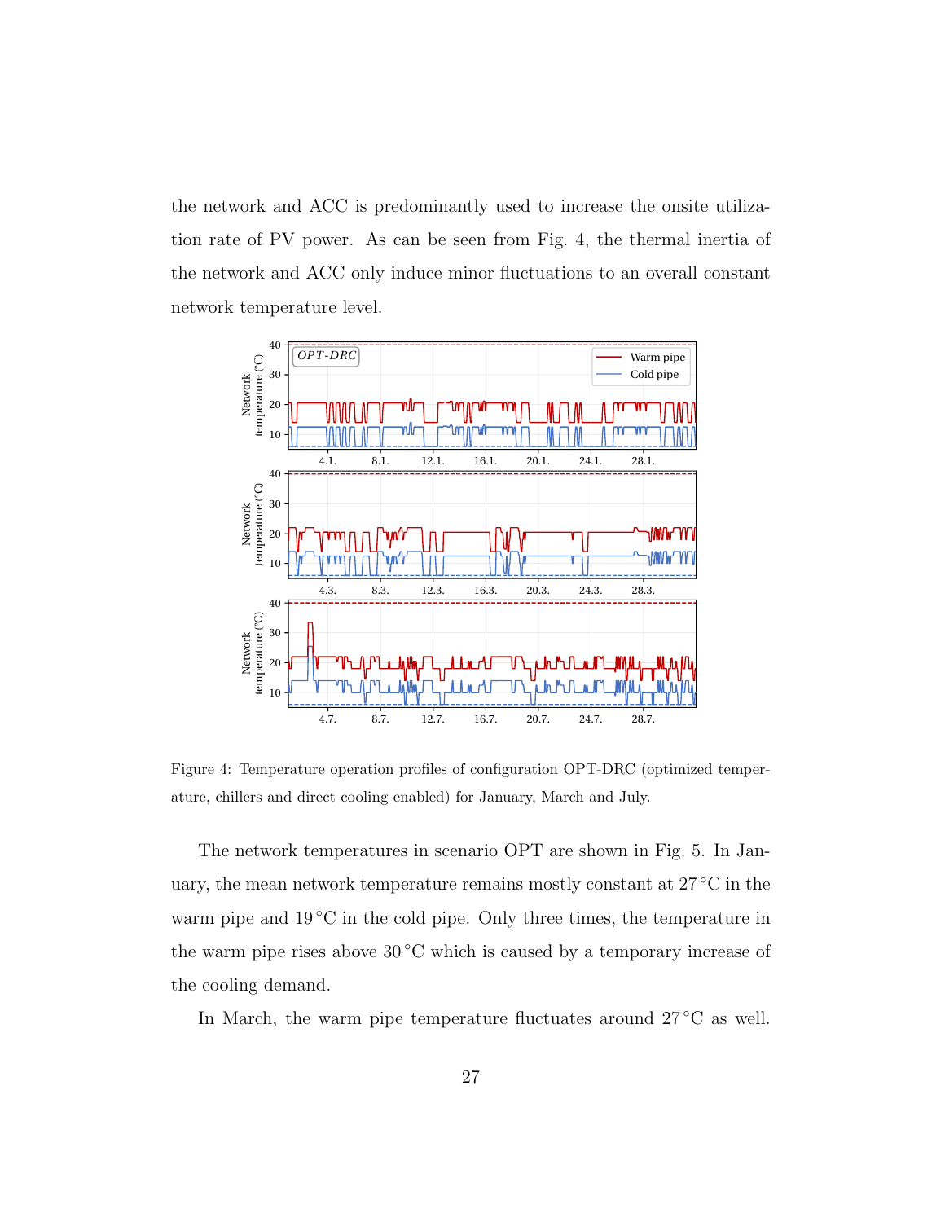the network and ACC is predominantly used to increase the onsite utilization rate of PV power. As can be seen from Fig. 4, the thermal inertia of the network and ACC only induce minor fluctuations to an overall constant network temperature level.

Figure 4: Temperature operation profiles of configuration OPT-DRC (optimized temperature, chillers and direct cooling enabled) for January, March and July.

The network temperatures in scenario OPT are shown in Fig. 5. In January, the mean network temperature remains mostly constant at 27 °C in the warm pipe and 19 °C in the cold pipe. Only three times, the temperature in the warm pipe rises above 30 °C which is caused by a temporary increase of the cooling demand.

In March, the warm pipe temperature fluctuates around 27 °C as well.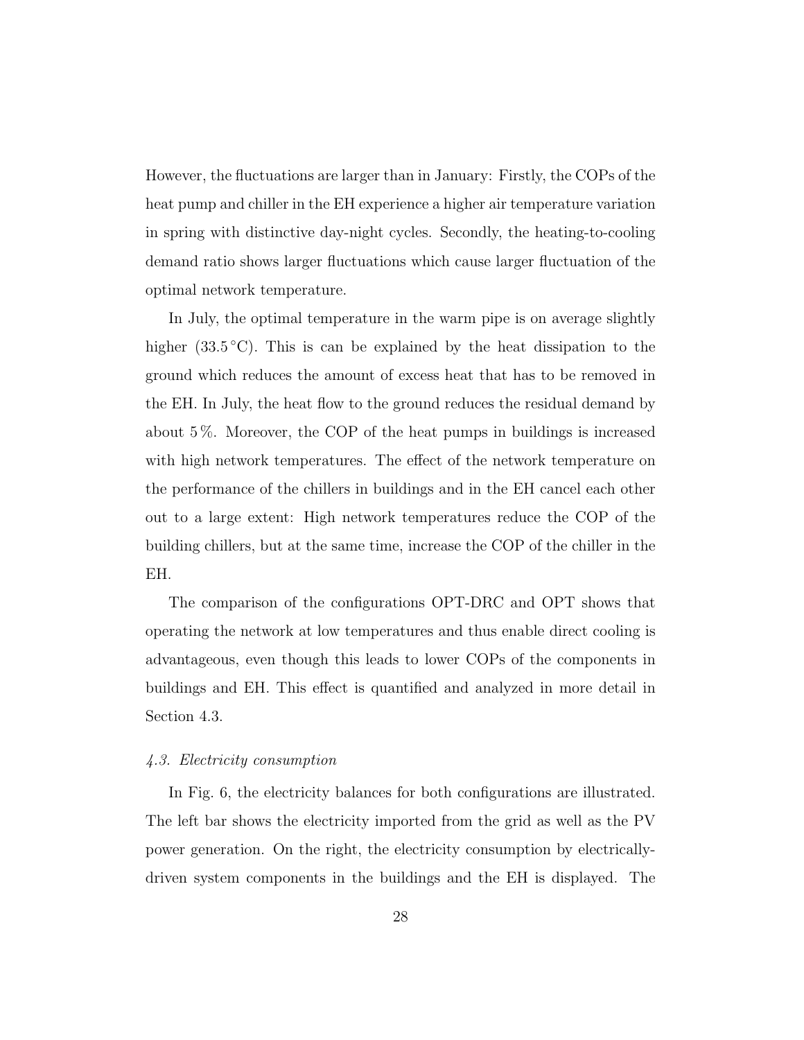However, the fluctuations are larger than in January: Firstly, the COPs of the heat pump and chiller in the EH experience a higher air temperature variation in spring with distinctive day-night cycles. Secondly, the heating-to-cooling demand ratio shows larger fluctuations which cause larger fluctuation of the optimal network temperature.

In July, the optimal temperature in the warm pipe is on average slightly higher (33.5 °C). This is can be explained by the heat dissipation to the ground which reduces the amount of excess heat that has to be removed in the EH. In July, the heat flow to the ground reduces the residual demand by about 5 %. Moreover, the COP of the heat pumps in buildings is increased with high network temperatures. The effect of the network temperature on the performance of the chillers in buildings and in the EH cancel each other out to a large extent: High network temperatures reduce the COP of the building chillers, but at the same time, increase the COP of the chiller in the EH.

The comparison of the configurations OPT-DRC and OPT shows that operating the network at low temperatures and thus enable direct cooling is advantageous, even though this leads to lower COPs of the components in buildings and EH. This effect is quantified and analyzed in more detail in Section 4.3.

### *4.3. Electricity consumption*

In Fig. 6, the electricity balances for both configurations are illustrated. The left bar shows the electricity imported from the grid as well as the PV power generation. On the right, the electricity consumption by electrically-driven system components in the buildings and the EH is displayed. The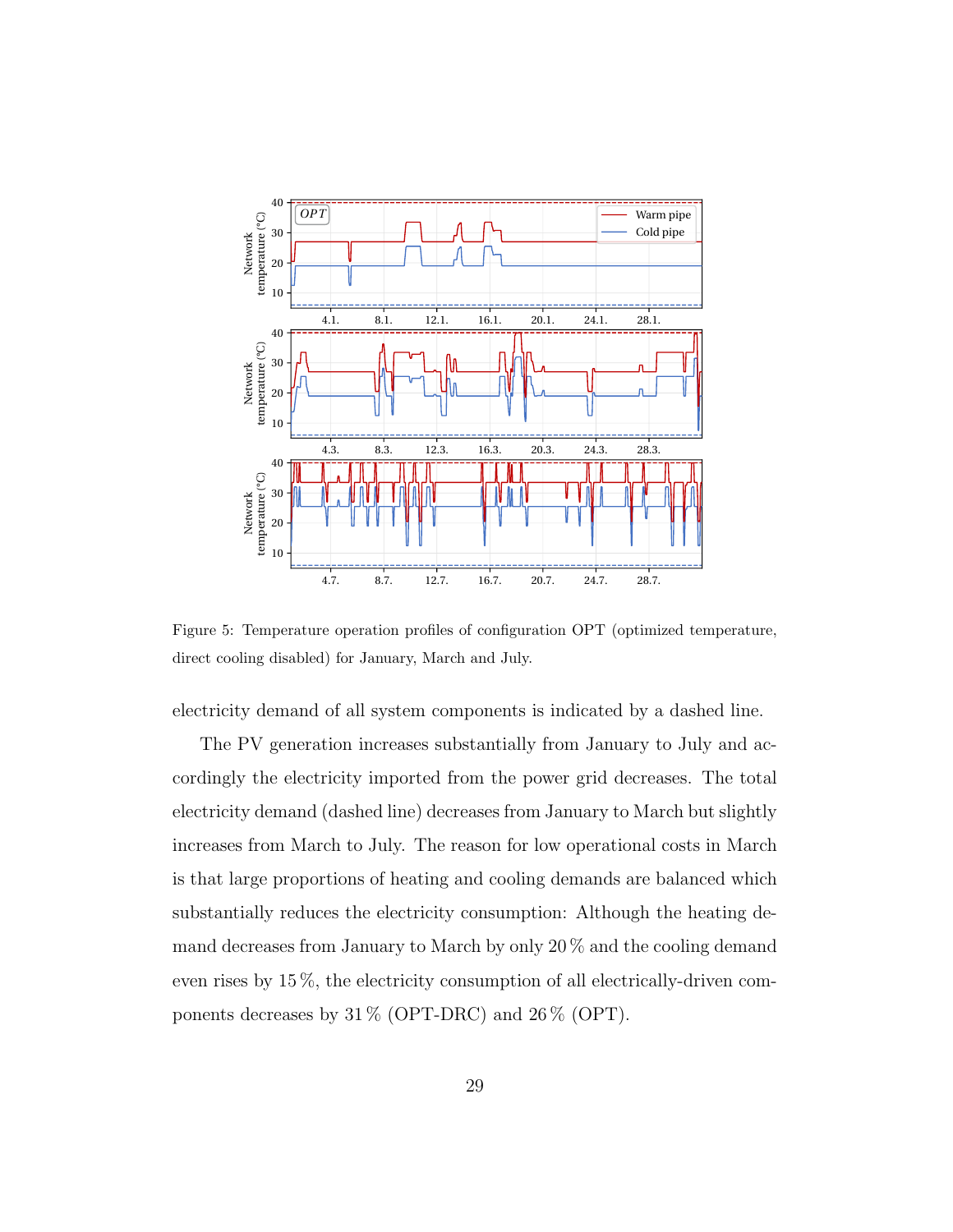Figure 5: Temperature operation profiles of configuration OPT (optimized temperature, direct cooling disabled) for January, March and July.

electricity demand of all system components is indicated by a dashed line.

The PV generation increases substantially from January to July and accordingly the electricity imported from the power grid decreases. The total electricity demand (dashed line) decreases from January to March but slightly increases from March to July. The reason for low operational costs in March is that large proportions of heating and cooling demands are balanced which substantially reduces the electricity consumption: Although the heating demand decreases from January to March by only 20 % and the cooling demand even rises by 15 %, the electricity consumption of all electrically-driven components decreases by 31 % (OPT-DRC) and 26 % (OPT).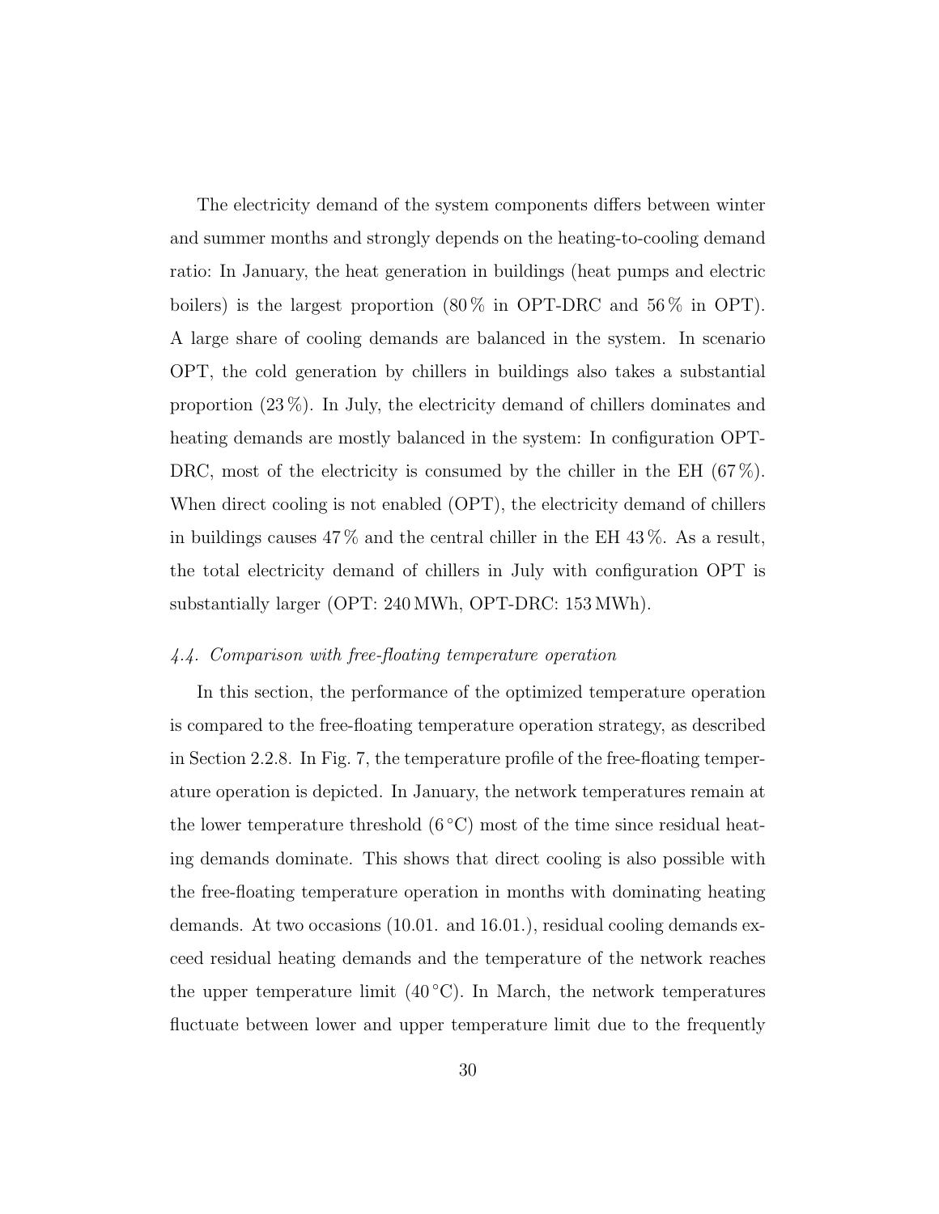The electricity demand of the system components differs between winter and summer months and strongly depends on the heating-to-cooling demand ratio: In January, the heat generation in buildings (heat pumps and electric boilers) is the largest proportion (80 % in OPT-DRC and 56 % in OPT). A large share of cooling demands are balanced in the system. In scenario OPT, the cold generation by chillers in buildings also takes a substantial proportion (23 %). In July, the electricity demand of chillers dominates and heating demands are mostly balanced in the system: In configuration OPT-DRC, most of the electricity is consumed by the chiller in the EH (67 %). When direct cooling is not enabled (OPT), the electricity demand of chillers in buildings causes 47 % and the central chiller in the EH 43 %. As a result, the total electricity demand of chillers in July with configuration OPT is substantially larger (OPT: 240 MWh, OPT-DRC: 153 MWh).

### *4.4. Comparison with free-floating temperature operation*

In this section, the performance of the optimized temperature operation is compared to the free-floating temperature operation strategy, as described in Section 2.2.8. In Fig. 7, the temperature profile of the free-floating temperature operation is depicted. In January, the network temperatures remain at the lower temperature threshold (6 °C) most of the time since residual heating demands dominate. This shows that direct cooling is also possible with the free-floating temperature operation in months with dominating heating demands. At two occasions (10.01. and 16.01.), residual cooling demands exceed residual heating demands and the temperature of the network reaches the upper temperature limit (40 °C). In March, the network temperatures fluctuate between lower and upper temperature limit due to the frequently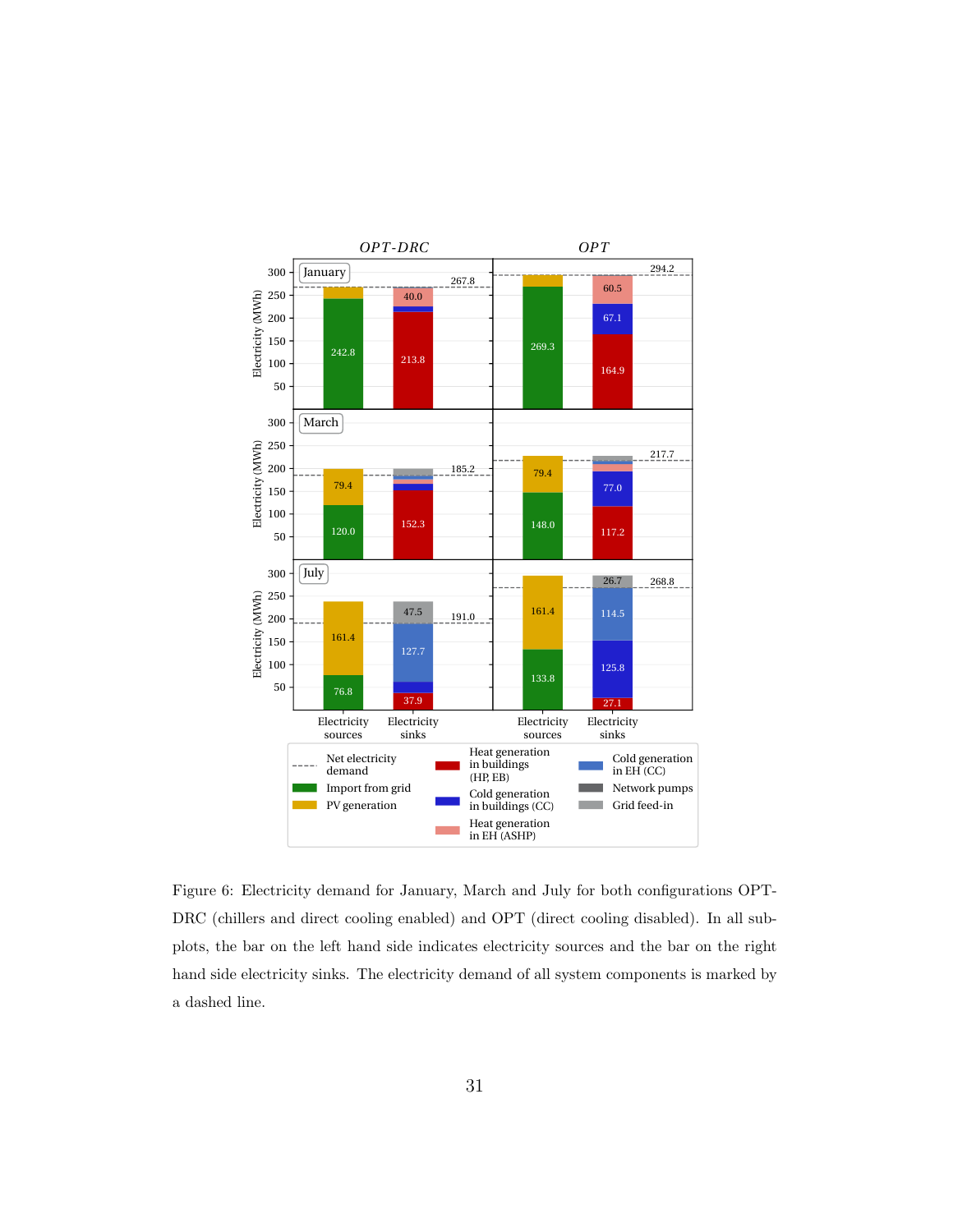Figure 6: Electricity demand for January, March and July for both configurations OPT-DRC (chillers and direct cooling enabled) and OPT (direct cooling disabled). In all subplots, the bar on the left hand side indicates electricity sources and the bar on the right hand side electricity sinks. The electricity demand of all system components is marked by a dashed line.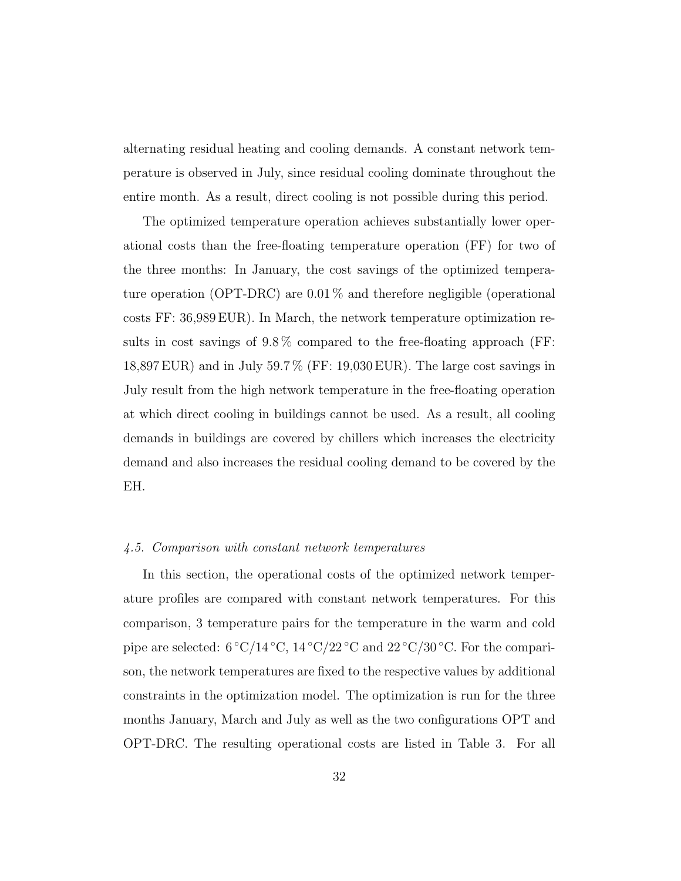alternating residual heating and cooling demands. A constant network temperature is observed in July, since residual cooling dominate throughout the entire month. As a result, direct cooling is not possible during this period.

The optimized temperature operation achieves substantially lower operational costs than the free-floating temperature operation (FF) for two of the three months: In January, the cost savings of the optimized temperature operation (OPT-DRC) are 0.01 % and therefore negligible (operational costs FF: 36,989 EUR). In March, the network temperature optimization results in cost savings of 9.8 % compared to the free-floating approach (FF: 18,897 EUR) and in July 59.7 % (FF: 19,030 EUR). The large cost savings in July result from the high network temperature in the free-floating operation at which direct cooling in buildings cannot be used. As a result, all cooling demands in buildings are covered by chillers which increases the electricity demand and also increases the residual cooling demand to be covered by the EH.

### *4.5. Comparison with constant network temperatures*

In this section, the operational costs of the optimized network temperature profiles are compared with constant network temperatures. For this comparison, 3 temperature pairs for the temperature in the warm and cold pipe are selected: 6 °C/14 °C, 14 °C/22 °C and 22 °C/30 °C. For the comparison, the network temperatures are fixed to the respective values by additional constraints in the optimization model. The optimization is run for the three months January, March and July as well as the two configurations OPT and OPT-DRC. The resulting operational costs are listed in Table 3. For all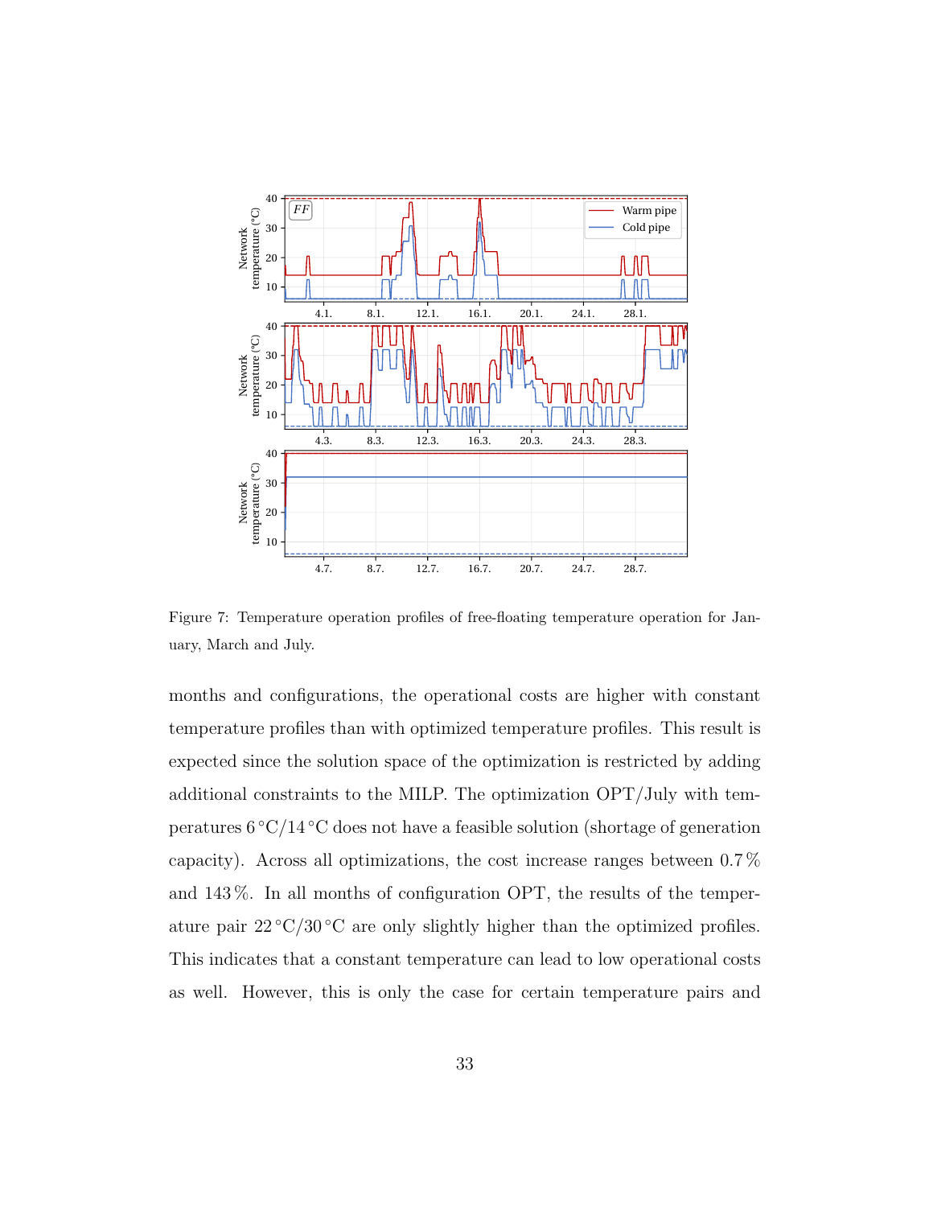Figure 7: Temperature operation profiles of free-floating temperature operation for January, March and July.

months and configurations, the operational costs are higher with constant temperature profiles than with optimized temperature profiles. This result is expected since the solution space of the optimization is restricted by adding additional constraints to the MILP. The optimization OPT/July with temperatures 6 °C/14 °C does not have a feasible solution (shortage of generation capacity). Across all optimizations, the cost increase ranges between 0.7 % and 143 %. In all months of configuration OPT, the results of the temperature pair 22 °C/30 °C are only slightly higher than the optimized profiles. This indicates that a constant temperature can lead to low operational costs as well. However, this is only the case for certain temperature pairs and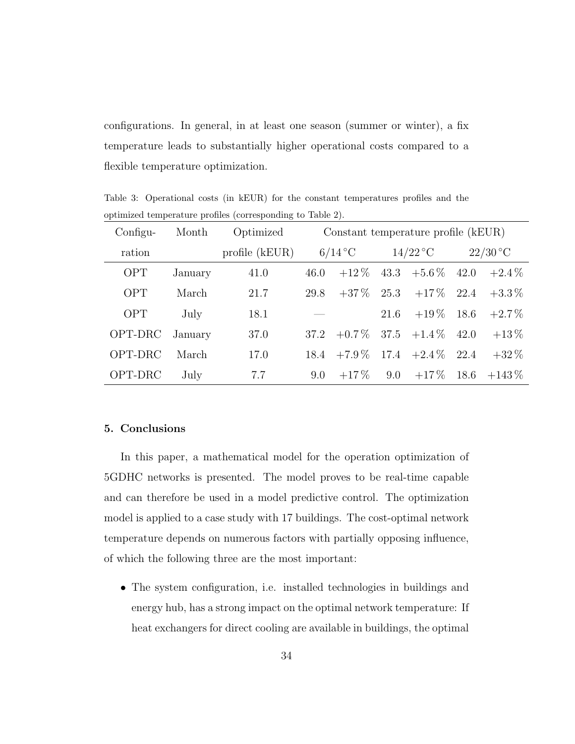configurations. In general, in at least one season (summer or winter), a fix temperature leads to substantially higher operational costs compared to a flexible temperature optimization.

Table 3: Operational costs (in kEUR) for the constant temperatures profiles and the optimized temperature profiles (corresponding to Table 2).

| Configuration | Month | Optimized profile (kEUR) | Constant temperature profile (kEUR) | | | | | |
|---|---|---|---|---|---|---|---|---|
| | | | 6/14 °C | | 14/22 °C | | 22/30 °C | |
| OPT | January | 41.0 | 46.0 | +12 % | 43.3 | +5.6 % | 42.0 | +2.4 % |
| OPT | March | 21.7 | 29.8 | +37 % | 25.3 | +17 % | 22.4 | +3.3 % |
| OPT | July | 18.1 | — | | 21.6 | +19 % | 18.6 | +2.7 % |
| OPT-DRC | January | 37.0 | 37.2 | +0.7 % | 37.5 | +1.4 % | 42.0 | +13 % |
| OPT-DRC | March | 17.0 | 18.4 | +7.9 % | 17.4 | +2.4 % | 22.4 | +32 % |
| OPT-DRC | July | 7.7 | 9.0 | +17 % | 9.0 | +17 % | 18.6 | +143 % |

## 5. Conclusions

In this paper, a mathematical model for the operation optimization of 5GDHC networks is presented. The model proves to be real-time capable and can therefore be used in a model predictive control. The optimization model is applied to a case study with 17 buildings. The cost-optimal network temperature depends on numerous factors with partially opposing influence, of which the following three are the most important:

- The system configuration, i.e. installed technologies in buildings and energy hub, has a strong impact on the optimal network temperature: If heat exchangers for direct cooling are available in buildings, the optimal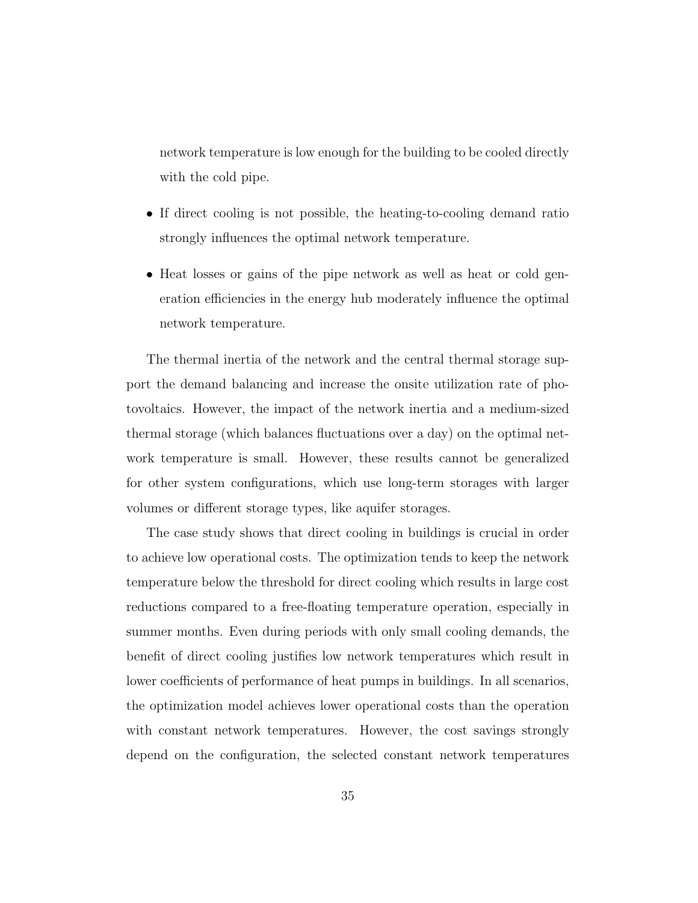network temperature is low enough for the building to be cooled directly with the cold pipe.

- If direct cooling is not possible, the heating-to-cooling demand ratio strongly influences the optimal network temperature.
- Heat losses or gains of the pipe network as well as heat or cold generation efficiencies in the energy hub moderately influence the optimal network temperature.

The thermal inertia of the network and the central thermal storage support the demand balancing and increase the onsite utilization rate of photovoltaics. However, the impact of the network inertia and a medium-sized thermal storage (which balances fluctuations over a day) on the optimal network temperature is small. However, these results cannot be generalized for other system configurations, which use long-term storages with larger volumes or different storage types, like aquifer storages.

The case study shows that direct cooling in buildings is crucial in order to achieve low operational costs. The optimization tends to keep the network temperature below the threshold for direct cooling which results in large cost reductions compared to a free-floating temperature operation, especially in summer months. Even during periods with only small cooling demands, the benefit of direct cooling justifies low network temperatures which result in lower coefficients of performance of heat pumps in buildings. In all scenarios, the optimization model achieves lower operational costs than the operation with constant network temperatures. However, the cost savings strongly depend on the configuration, the selected constant network temperatures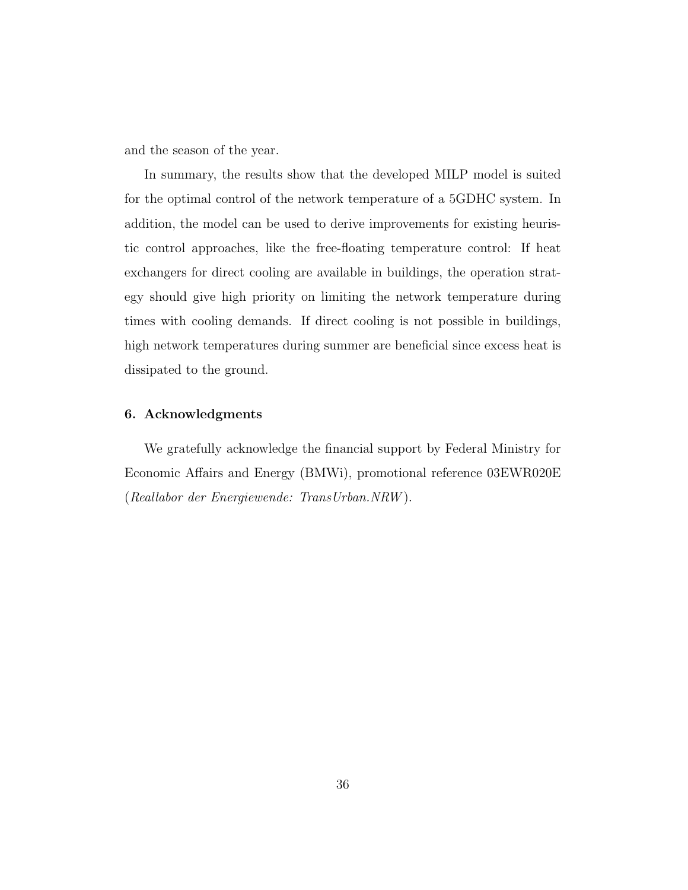and the season of the year.

In summary, the results show that the developed MILP model is suited for the optimal control of the network temperature of a 5GDHC system. In addition, the model can be used to derive improvements for existing heuristic control approaches, like the free-floating temperature control: If heat exchangers for direct cooling are available in buildings, the operation strategy should give high priority on limiting the network temperature during times with cooling demands. If direct cooling is not possible in buildings, high network temperatures during summer are beneficial since excess heat is dissipated to the ground.

## 6. Acknowledgments

We gratefully acknowledge the financial support by Federal Ministry for Economic Affairs and Energy (BMWi), promotional reference 03EWR020E (*Reallabor der Energiewende: TransUrban.NRW*).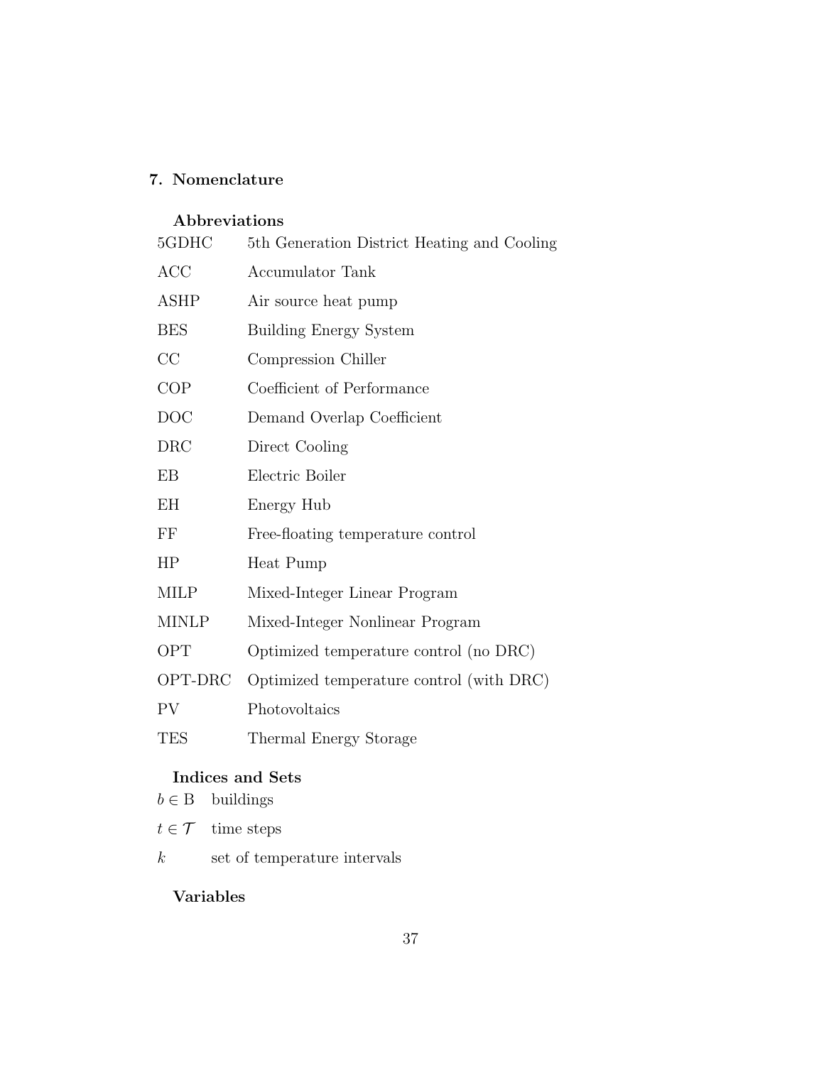## 7. Nomenclature

### Abbreviations

| | |
|---|---|
| 5GDHC | 5th Generation District Heating and Cooling |
| ACC | Accumulator Tank |
| ASHP | Air source heat pump |
| BES | Building Energy System |
| CC | Compression Chiller |
| COP | Coefficient of Performance |
| DOC | Demand Overlap Coefficient |
| DRC | Direct Cooling |
| EB | Electric Boiler |
| EH | Energy Hub |
| FF | Free-floating temperature control |
| HP | Heat Pump |
| MILP | Mixed-Integer Linear Program |
| MINLP | Mixed-Integer Nonlinear Program |
| OPT | Optimized temperature control (no DRC) |
| OPT-DRC | Optimized temperature control (with DRC) |
| PV | Photovoltaics |
| TES | Thermal Energy Storage |

### Indices and Sets

| | |
|---|---|
| $b \in \mathrm{B}$ | buildings |
| $t \in \mathcal{T}$ | time steps |
| $k$ | set of temperature intervals |

### Variables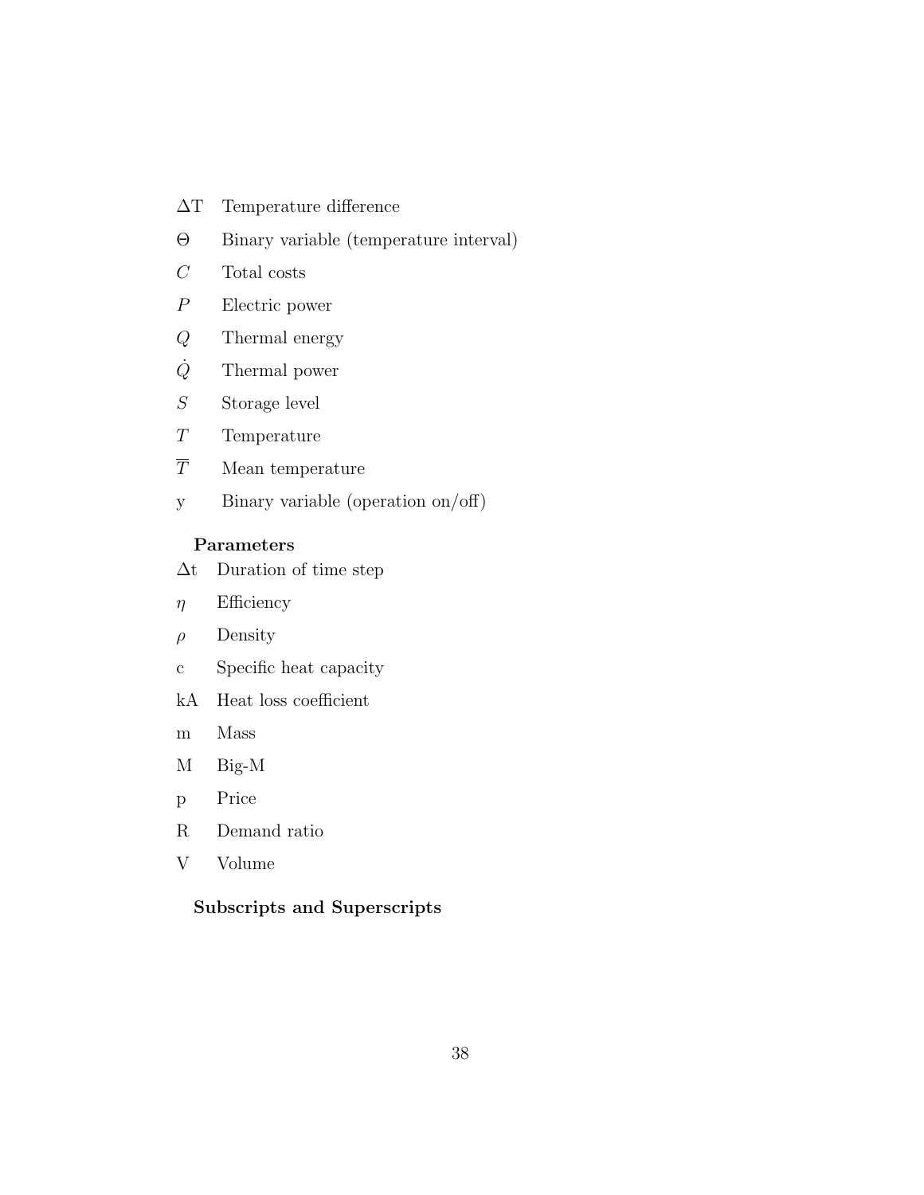$\Delta T$ Temperature difference

$\Theta$ Binary variable (temperature interval)

$C$ Total costs

$P$ Electric power

$Q$ Thermal energy

$\dot{Q}$ Thermal power

$S$ Storage level

$T$ Temperature

$\overline{T}$ Mean temperature

y Binary variable (operation on/off)

**Parameters**

$\Delta t$ Duration of time step

$\eta$ Efficiency

$\rho$ Density

c Specific heat capacity

kA Heat loss coefficient

m Mass

M Big-M

p Price

R Demand ratio

V Volume

**Subscripts and Superscripts**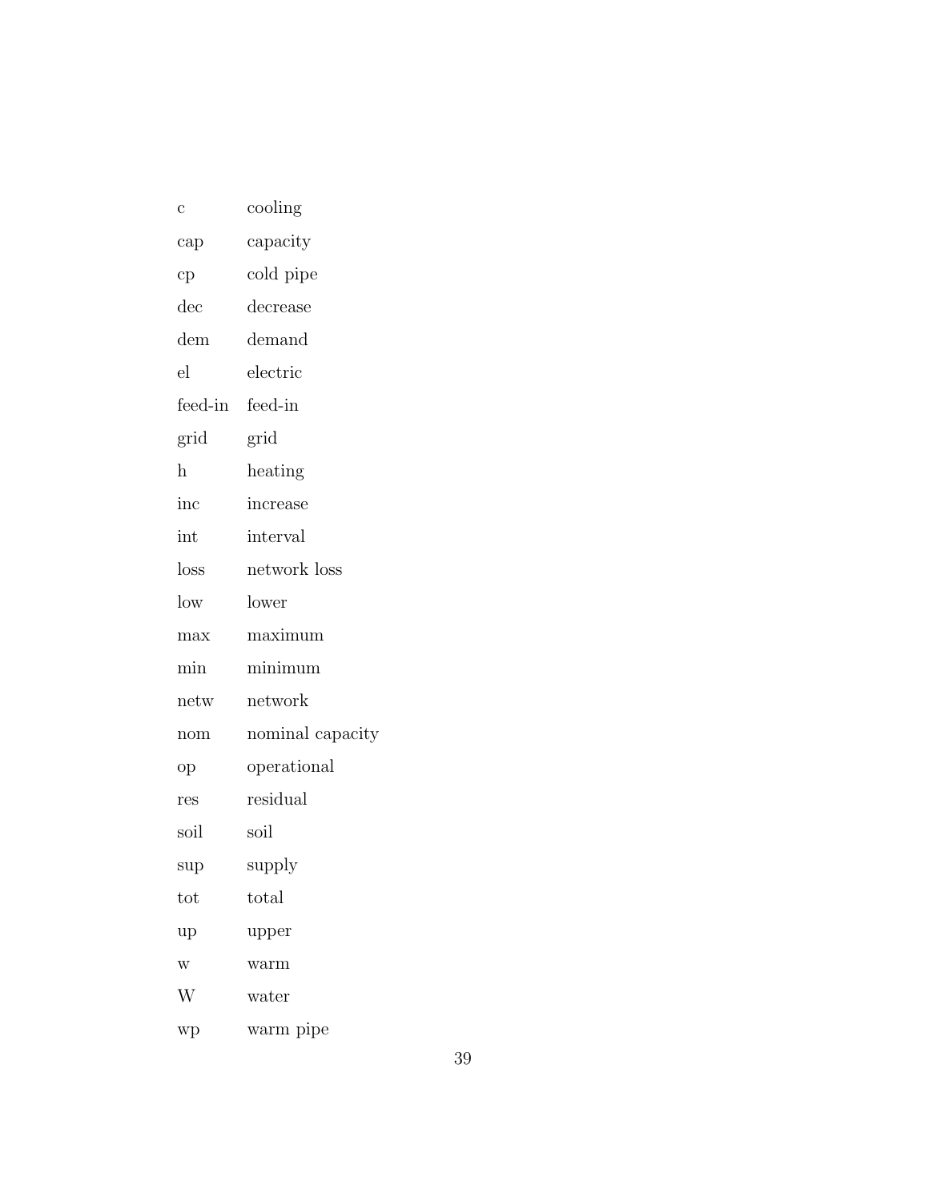| | |
|---|---|
| c | cooling |
| cap | capacity |
| cp | cold pipe |
| dec | decrease |
| dem | demand |
| el | electric |
| feed-in | feed-in |
| grid | grid |
| h | heating |
| inc | increase |
| int | interval |
| loss | network loss |
| low | lower |
| max | maximum |
| min | minimum |
| netw | network |
| nom | nominal capacity |
| op | operational |
| res | residual |
| soil | soil |
| sup | supply |
| tot | total |
| up | upper |
| w | warm |
| W | water |
| wp | warm pipe |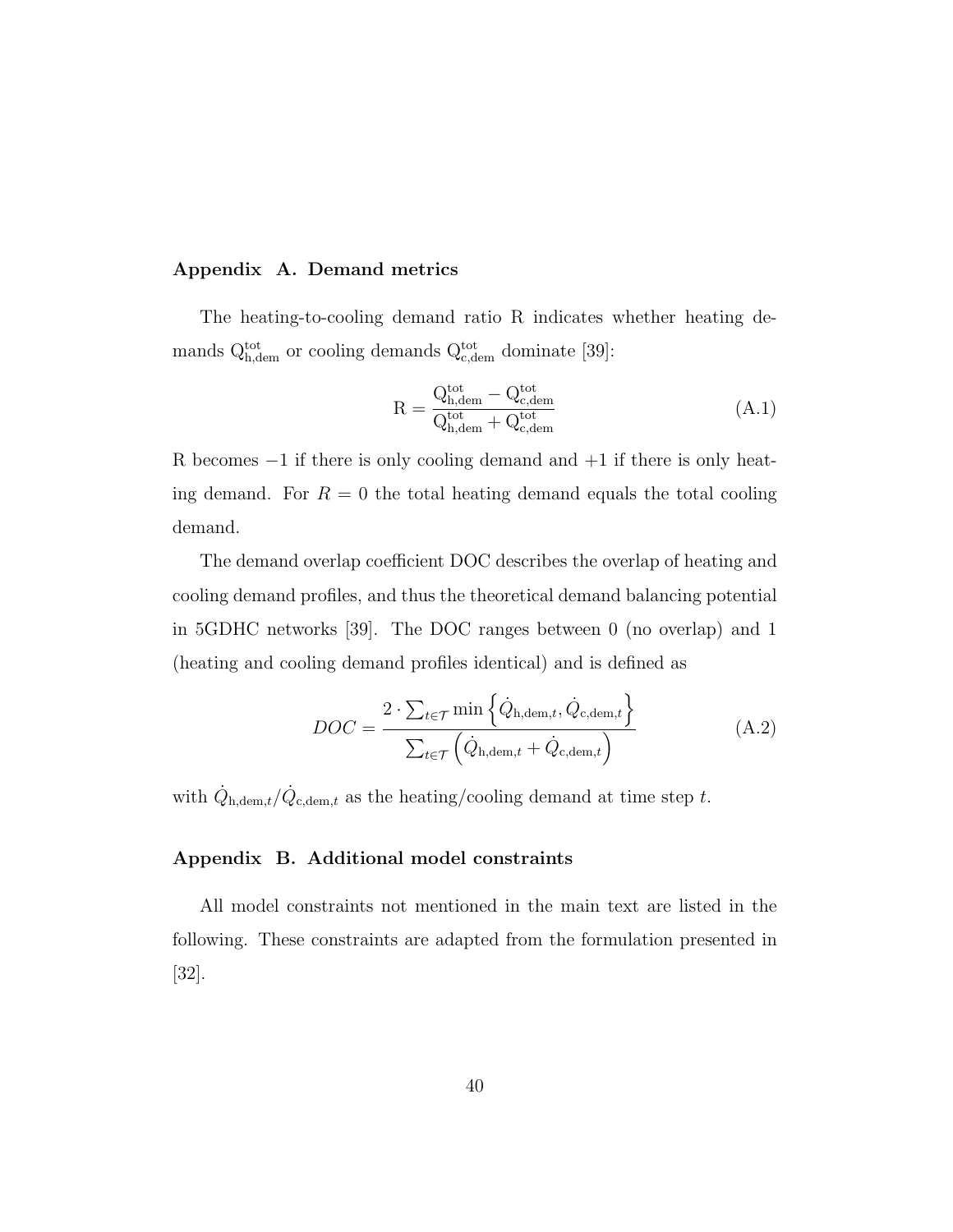## Appendix A. Demand metrics

The heating-to-cooling demand ratio R indicates whether heating demands $\mathrm{Q}_{\mathrm{h,dem}}^{\mathrm{tot}}$ or cooling demands $\mathrm{Q}_{\mathrm{c,dem}}^{\mathrm{tot}}$ dominate [39]:

$$\mathrm{R} = \frac{\mathrm{Q}_{\mathrm{h,dem}}^{\mathrm{tot}} - \mathrm{Q}_{\mathrm{c,dem}}^{\mathrm{tot}}}{\mathrm{Q}_{\mathrm{h,dem}}^{\mathrm{tot}} + \mathrm{Q}_{\mathrm{c,dem}}^{\mathrm{tot}}} \tag{A.1}$$

R becomes $-1$ if there is only cooling demand and $+1$ if there is only heating demand. For $R = 0$ the total heating demand equals the total cooling demand.

The demand overlap coefficient DOC describes the overlap of heating and cooling demand profiles, and thus the theoretical demand balancing potential in 5GDHC networks [39]. The DOC ranges between 0 (no overlap) and 1 (heating and cooling demand profiles identical) and is defined as

$$DOC = \frac{2 \cdot \sum_{t \in \mathcal{T}} \min \left\{ \dot{Q}_{\mathrm{h,dem},t}, \dot{Q}_{\mathrm{c,dem},t} \right\}}{\sum_{t \in \mathcal{T}} \left( \dot{Q}_{\mathrm{h,dem},t} + \dot{Q}_{\mathrm{c,dem},t} \right)} \tag{A.2}$$

with $\dot{Q}_{\mathrm{h,dem},t}/\dot{Q}_{\mathrm{c,dem},t}$ as the heating/cooling demand at time step $t$.

## Appendix B. Additional model constraints

All model constraints not mentioned in the main text are listed in the following. These constraints are adapted from the formulation presented in [32].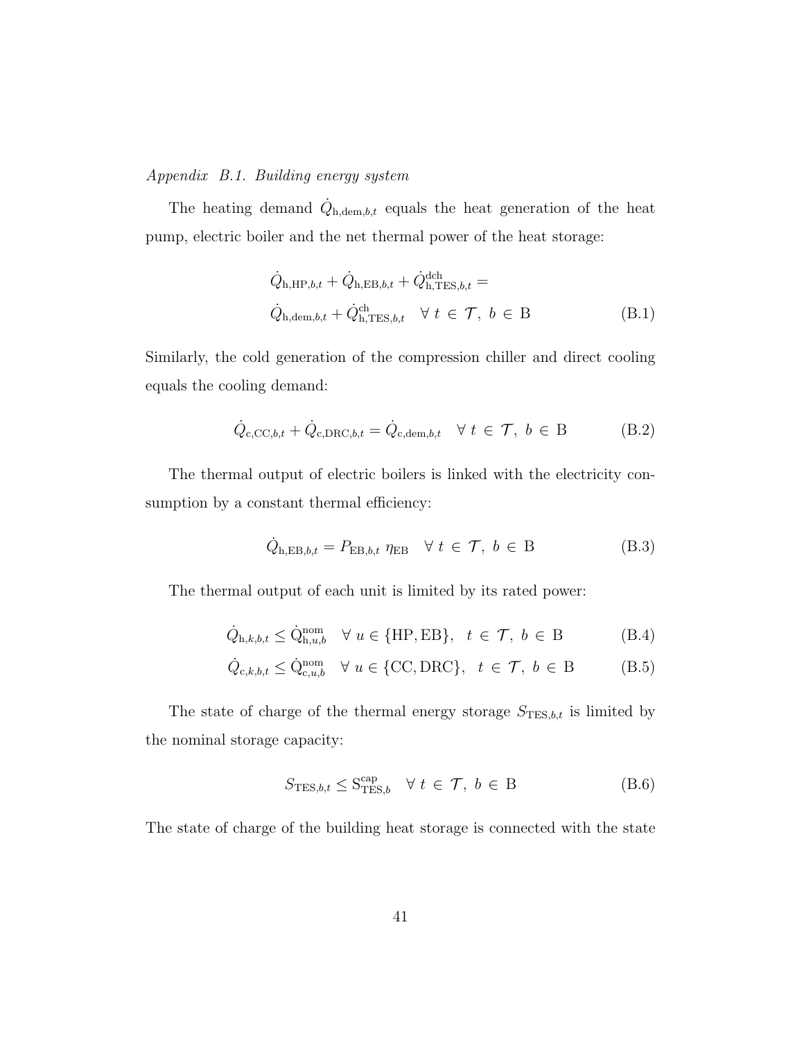*Appendix B.1. Building energy system*

The heating demand $\dot{Q}_{\mathrm{h,dem},b,t}$ equals the heat generation of the heat pump, electric boiler and the net thermal power of the heat storage:

$$\begin{aligned} &\dot{Q}_{\mathrm{h,HP},b,t} + \dot{Q}_{\mathrm{h,EB},b,t} + \dot{Q}^{\mathrm{dch}}_{\mathrm{h,TES},b,t} = \\ &\dot{Q}_{\mathrm{h,dem},b,t} + \dot{Q}^{\mathrm{ch}}_{\mathrm{h,TES},b,t} \quad \forall\ t\ \in\ \mathcal{T},\ b\ \in\ \mathrm{B} \end{aligned} \tag{B.1}$$

Similarly, the cold generation of the compression chiller and direct cooling equals the cooling demand:

$$\dot{Q}_{\mathrm{c,CC},b,t} + \dot{Q}_{\mathrm{c,DRC},b,t} = \dot{Q}_{\mathrm{c,dem},b,t} \quad \forall\ t\ \in\ \mathcal{T},\ b\ \in\ \mathrm{B} \tag{B.2}$$

The thermal output of electric boilers is linked with the electricity consumption by a constant thermal efficiency:

$$\dot{Q}_{\mathrm{h,EB},b,t} = P_{\mathrm{EB},b,t}\ \eta_{\mathrm{EB}} \quad \forall\ t\ \in\ \mathcal{T},\ b\ \in\ \mathrm{B} \tag{B.3}$$

The thermal output of each unit is limited by its rated power:

$$\dot{Q}_{\mathrm{h},k,b,t} \leq \dot{\mathrm{Q}}^{\mathrm{nom}}_{\mathrm{h},u,b} \quad \forall\ u \in \{\mathrm{HP}, \mathrm{EB}\},\quad t\ \in\ \mathcal{T},\ b\ \in\ \mathrm{B} \tag{B.4}$$

$$\dot{Q}_{\mathrm{c},k,b,t} \leq \dot{\mathrm{Q}}^{\mathrm{nom}}_{\mathrm{c},u,b} \quad \forall\ u \in \{\mathrm{CC}, \mathrm{DRC}\},\quad t\ \in\ \mathcal{T},\ b\ \in\ \mathrm{B} \tag{B.5}$$

The state of charge of the thermal energy storage $S_{\mathrm{TES},b,t}$ is limited by the nominal storage capacity:

$$S_{\mathrm{TES},b,t} \leq \mathrm{S}^{\mathrm{cap}}_{\mathrm{TES},b} \quad \forall\ t\ \in\ \mathcal{T},\ b\ \in\ \mathrm{B} \tag{B.6}$$

The state of charge of the building heat storage is connected with the state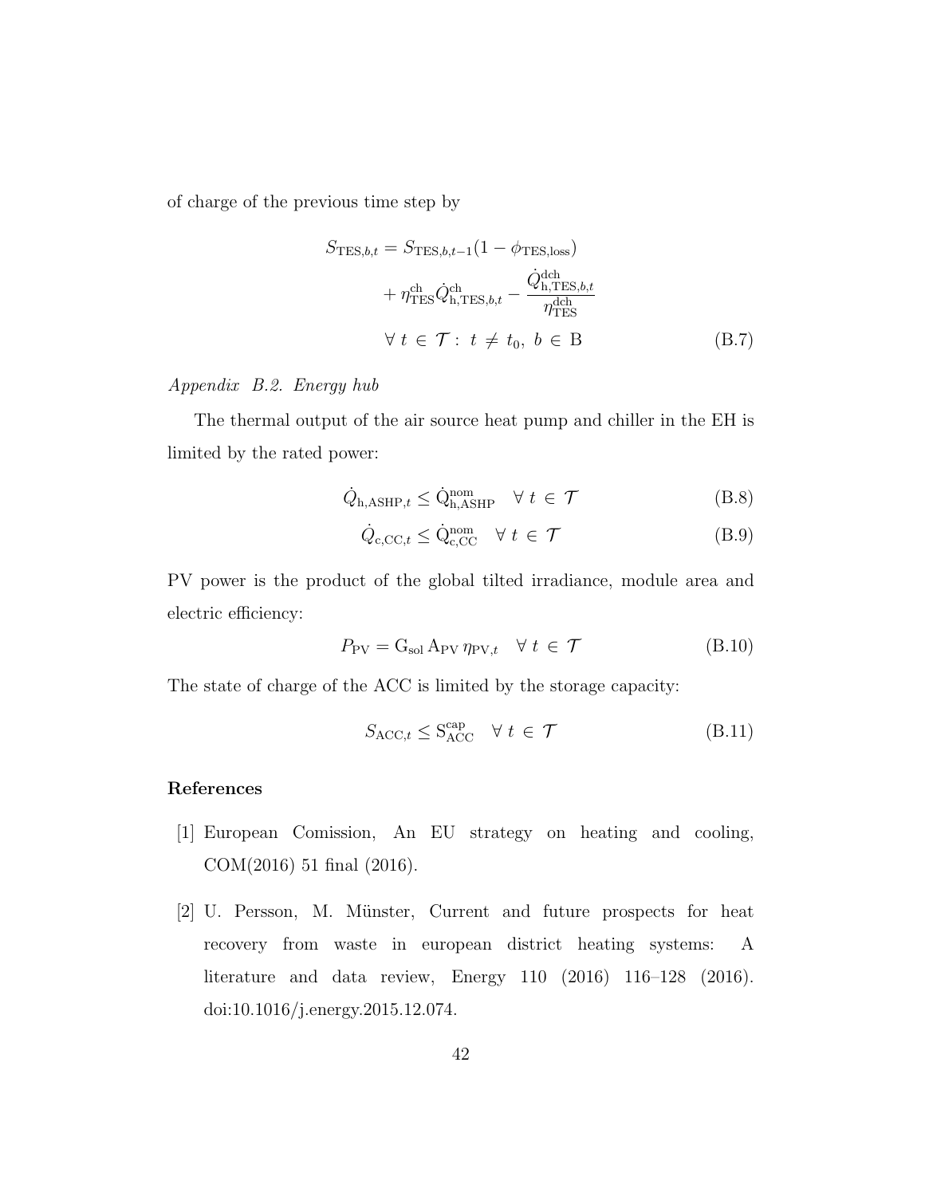of charge of the previous time step by

$$
\begin{aligned}
S_{\mathrm{TES},b,t} = S_{\mathrm{TES},b,t-1}(1 - \phi_{\mathrm{TES,loss}}) \\
+ \eta_{\mathrm{TES}}^{\mathrm{ch}} \dot{Q}_{\mathrm{h,TES},b,t}^{\mathrm{ch}} - \frac{\dot{Q}_{\mathrm{h,TES},b,t}^{\mathrm{dch}}}{\eta_{\mathrm{TES}}^{\mathrm{dch}}} \\
\forall\, t \in \mathcal{T} :\ t \neq t_0,\ b \in \mathrm{B}
\end{aligned}
\tag{B.7}
$$

*Appendix B.2. Energy hub*

The thermal output of the air source heat pump and chiller in the EH is limited by the rated power:

$$\dot{Q}_{\mathrm{h,ASHP},t} \leq \dot{\mathrm{Q}}_{\mathrm{h,ASHP}}^{\mathrm{nom}} \quad \forall\, t \in \mathcal{T} \tag{B.8}$$

$$\dot{Q}_{\mathrm{c,CC},t} \leq \dot{\mathrm{Q}}_{\mathrm{c,CC}}^{\mathrm{nom}} \quad \forall\, t \in \mathcal{T} \tag{B.9}$$

PV power is the product of the global tilted irradiance, module area and electric efficiency:

$$P_{\mathrm{PV}} = \mathrm{G}_{\mathrm{sol}}\, \mathrm{A}_{\mathrm{PV}}\, \eta_{\mathrm{PV},t} \quad \forall\, t \in \mathcal{T} \tag{B.10}$$

The state of charge of the ACC is limited by the storage capacity:

$$S_{\mathrm{ACC},t} \leq \mathrm{S}_{\mathrm{ACC}}^{\mathrm{cap}} \quad \forall\, t \in \mathcal{T} \tag{B.11}$$

## References

[1] European Comission, An EU strategy on heating and cooling, COM(2016) 51 final (2016).

[2] U. Persson, M. Münster, Current and future prospects for heat recovery from waste in european district heating systems: A literature and data review, Energy 110 (2016) 116–128 (2016). doi:10.1016/j.energy.2015.12.074.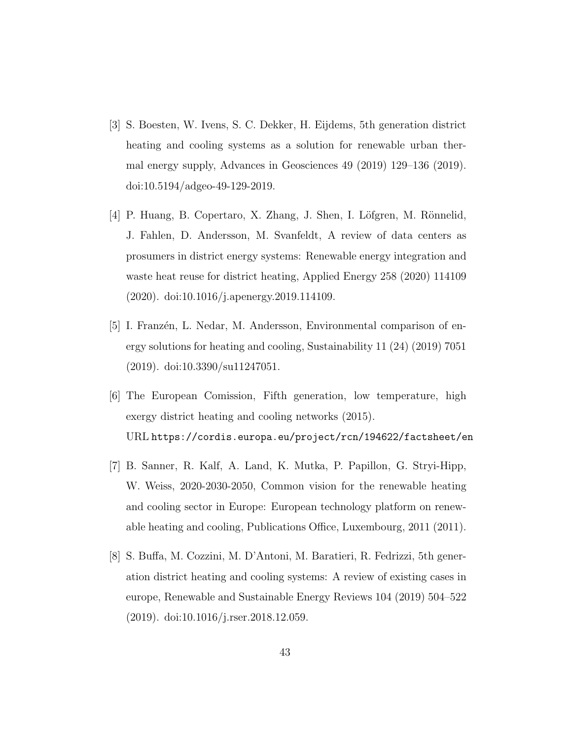[3] S. Boesten, W. Ivens, S. C. Dekker, H. Eijdems, 5th generation district heating and cooling systems as a solution for renewable urban thermal energy supply, Advances in Geosciences 49 (2019) 129–136 (2019). doi:10.5194/adgeo-49-129-2019.

[4] P. Huang, B. Copertaro, X. Zhang, J. Shen, I. Löfgren, M. Rönnelid, J. Fahlen, D. Andersson, M. Svanfeldt, A review of data centers as prosumers in district energy systems: Renewable energy integration and waste heat reuse for district heating, Applied Energy 258 (2020) 114109 (2020). doi:10.1016/j.apenergy.2019.114109.

[5] I. Franzén, L. Nedar, M. Andersson, Environmental comparison of energy solutions for heating and cooling, Sustainability 11 (24) (2019) 7051 (2019). doi:10.3390/su11247051.

[6] The European Comission, Fifth generation, low temperature, high exergy district heating and cooling networks (2015).
URL `https://cordis.europa.eu/project/rcn/194622/factsheet/en`

[7] B. Sanner, R. Kalf, A. Land, K. Mutka, P. Papillon, G. Stryi-Hipp, W. Weiss, 2020-2030-2050, Common vision for the renewable heating and cooling sector in Europe: European technology platform on renewable heating and cooling, Publications Office, Luxembourg, 2011 (2011).

[8] S. Buffa, M. Cozzini, M. D'Antoni, M. Baratieri, R. Fedrizzi, 5th generation district heating and cooling systems: A review of existing cases in europe, Renewable and Sustainable Energy Reviews 104 (2019) 504–522 (2019). doi:10.1016/j.rser.2018.12.059.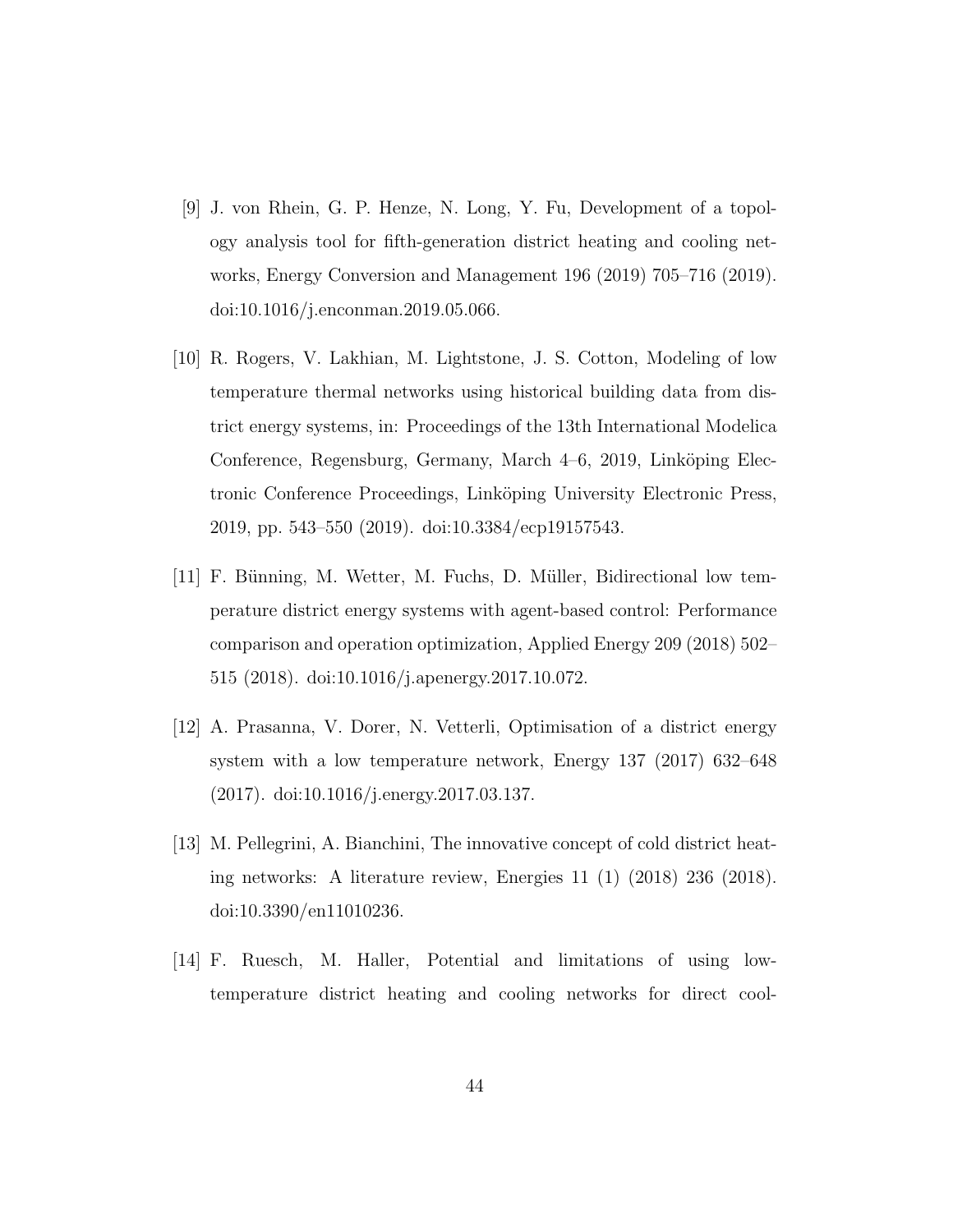[9] J. von Rhein, G. P. Henze, N. Long, Y. Fu, Development of a topology analysis tool for fifth-generation district heating and cooling networks, Energy Conversion and Management 196 (2019) 705–716 (2019). doi:10.1016/j.enconman.2019.05.066.

[10] R. Rogers, V. Lakhian, M. Lightstone, J. S. Cotton, Modeling of low temperature thermal networks using historical building data from district energy systems, in: Proceedings of the 13th International Modelica Conference, Regensburg, Germany, March 4–6, 2019, Linköping Electronic Conference Proceedings, Linköping University Electronic Press, 2019, pp. 543–550 (2019). doi:10.3384/ecp19157543.

[11] F. Bünning, M. Wetter, M. Fuchs, D. Müller, Bidirectional low temperature district energy systems with agent-based control: Performance comparison and operation optimization, Applied Energy 209 (2018) 502–515 (2018). doi:10.1016/j.apenergy.2017.10.072.

[12] A. Prasanna, V. Dorer, N. Vetterli, Optimisation of a district energy system with a low temperature network, Energy 137 (2017) 632–648 (2017). doi:10.1016/j.energy.2017.03.137.

[13] M. Pellegrini, A. Bianchini, The innovative concept of cold district heating networks: A literature review, Energies 11 (1) (2018) 236 (2018). doi:10.3390/en11010236.

[14] F. Ruesch, M. Haller, Potential and limitations of using low-temperature district heating and cooling networks for direct cool-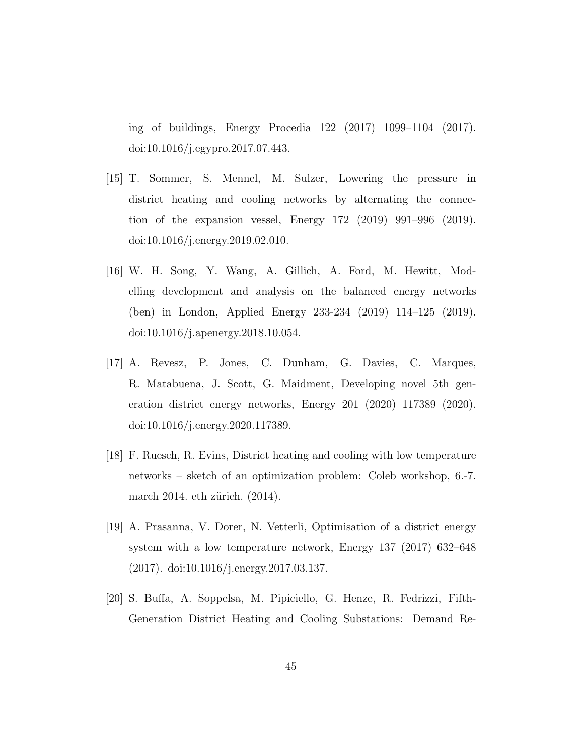ing of buildings, Energy Procedia 122 (2017) 1099–1104 (2017). doi:10.1016/j.egypro.2017.07.443.

[15] T. Sommer, S. Mennel, M. Sulzer, Lowering the pressure in district heating and cooling networks by alternating the connection of the expansion vessel, Energy 172 (2019) 991–996 (2019). doi:10.1016/j.energy.2019.02.010.

[16] W. H. Song, Y. Wang, A. Gillich, A. Ford, M. Hewitt, Modelling development and analysis on the balanced energy networks (ben) in London, Applied Energy 233-234 (2019) 114–125 (2019). doi:10.1016/j.apenergy.2018.10.054.

[17] A. Revesz, P. Jones, C. Dunham, G. Davies, C. Marques, R. Matabuena, J. Scott, G. Maidment, Developing novel 5th generation district energy networks, Energy 201 (2020) 117389 (2020). doi:10.1016/j.energy.2020.117389.

[18] F. Ruesch, R. Evins, District heating and cooling with low temperature networks – sketch of an optimization problem: Coleb workshop, 6.-7. march 2014. eth zürich. (2014).

[19] A. Prasanna, V. Dorer, N. Vetterli, Optimisation of a district energy system with a low temperature network, Energy 137 (2017) 632–648 (2017). doi:10.1016/j.energy.2017.03.137.

[20] S. Buffa, A. Soppelsa, M. Pipiciello, G. Henze, R. Fedrizzi, Fifth-Generation District Heating and Cooling Substations: Demand Re-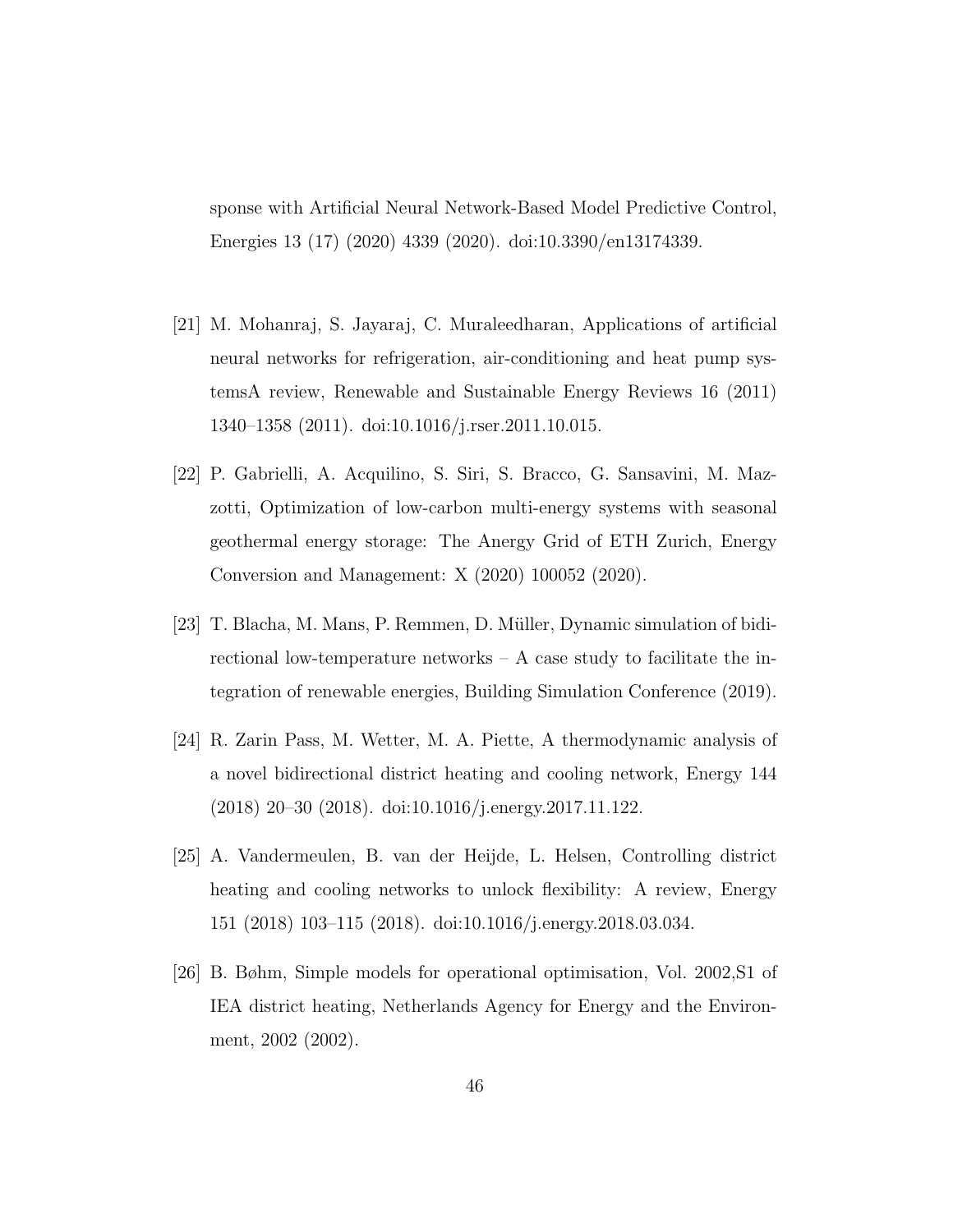sponse with Artificial Neural Network-Based Model Predictive Control, Energies 13 (17) (2020) 4339 (2020). doi:10.3390/en13174339.

[21] M. Mohanraj, S. Jayaraj, C. Muraleedharan, Applications of artificial neural networks for refrigeration, air-conditioning and heat pump systemsA review, Renewable and Sustainable Energy Reviews 16 (2011) 1340–1358 (2011). doi:10.1016/j.rser.2011.10.015.

[22] P. Gabrielli, A. Acquilino, S. Siri, S. Bracco, G. Sansavini, M. Mazzotti, Optimization of low-carbon multi-energy systems with seasonal geothermal energy storage: The Anergy Grid of ETH Zurich, Energy Conversion and Management: X (2020) 100052 (2020).

[23] T. Blacha, M. Mans, P. Remmen, D. Müller, Dynamic simulation of bidirectional low-temperature networks – A case study to facilitate the integration of renewable energies, Building Simulation Conference (2019).

[24] R. Zarin Pass, M. Wetter, M. A. Piette, A thermodynamic analysis of a novel bidirectional district heating and cooling network, Energy 144 (2018) 20–30 (2018). doi:10.1016/j.energy.2017.11.122.

[25] A. Vandermeulen, B. van der Heijde, L. Helsen, Controlling district heating and cooling networks to unlock flexibility: A review, Energy 151 (2018) 103–115 (2018). doi:10.1016/j.energy.2018.03.034.

[26] B. Bøhm, Simple models for operational optimisation, Vol. 2002,S1 of IEA district heating, Netherlands Agency for Energy and the Environment, 2002 (2002).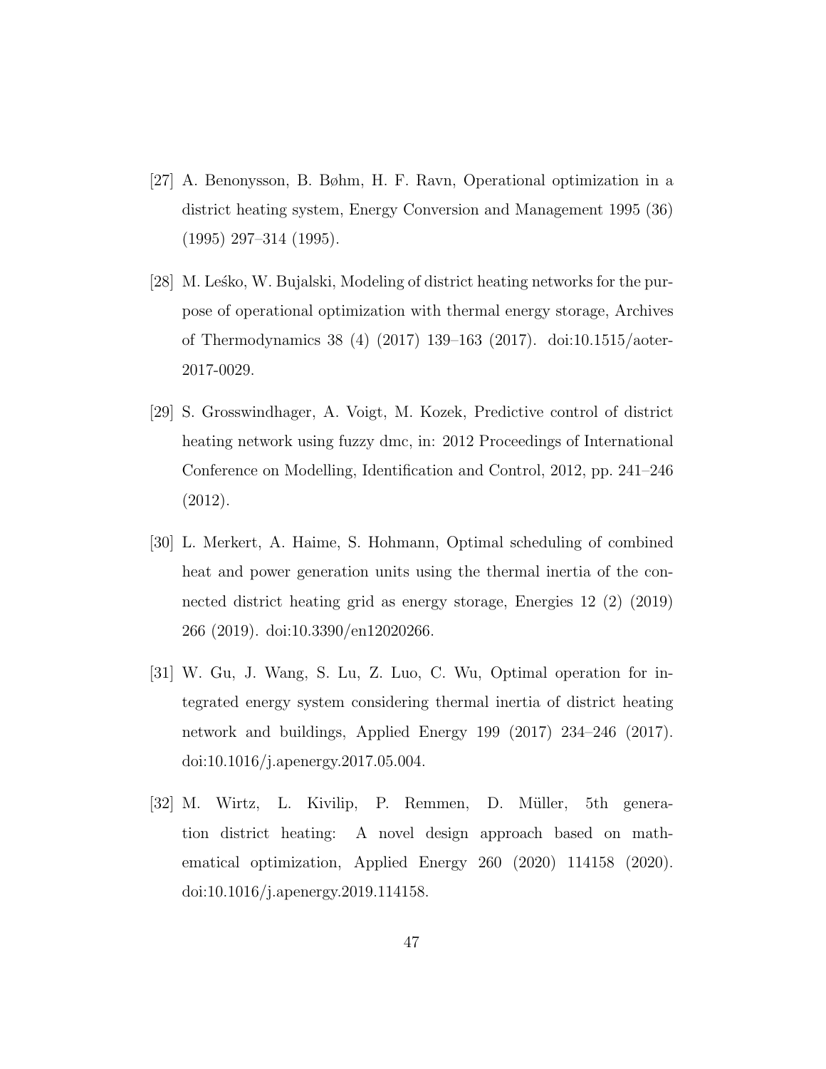[27] A. Benonysson, B. Bøhm, H. F. Ravn, Operational optimization in a district heating system, Energy Conversion and Management 1995 (36) (1995) 297–314 (1995).

[28] M. Leśko, W. Bujalski, Modeling of district heating networks for the purpose of operational optimization with thermal energy storage, Archives of Thermodynamics 38 (4) (2017) 139–163 (2017). doi:10.1515/aoter-2017-0029.

[29] S. Grosswindhager, A. Voigt, M. Kozek, Predictive control of district heating network using fuzzy dmc, in: 2012 Proceedings of International Conference on Modelling, Identification and Control, 2012, pp. 241–246 (2012).

[30] L. Merkert, A. Haime, S. Hohmann, Optimal scheduling of combined heat and power generation units using the thermal inertia of the connected district heating grid as energy storage, Energies 12 (2) (2019) 266 (2019). doi:10.3390/en12020266.

[31] W. Gu, J. Wang, S. Lu, Z. Luo, C. Wu, Optimal operation for integrated energy system considering thermal inertia of district heating network and buildings, Applied Energy 199 (2017) 234–246 (2017). doi:10.1016/j.apenergy.2017.05.004.

[32] M. Wirtz, L. Kivilip, P. Remmen, D. Müller, 5th generation district heating: A novel design approach based on mathematical optimization, Applied Energy 260 (2020) 114158 (2020). doi:10.1016/j.apenergy.2019.114158.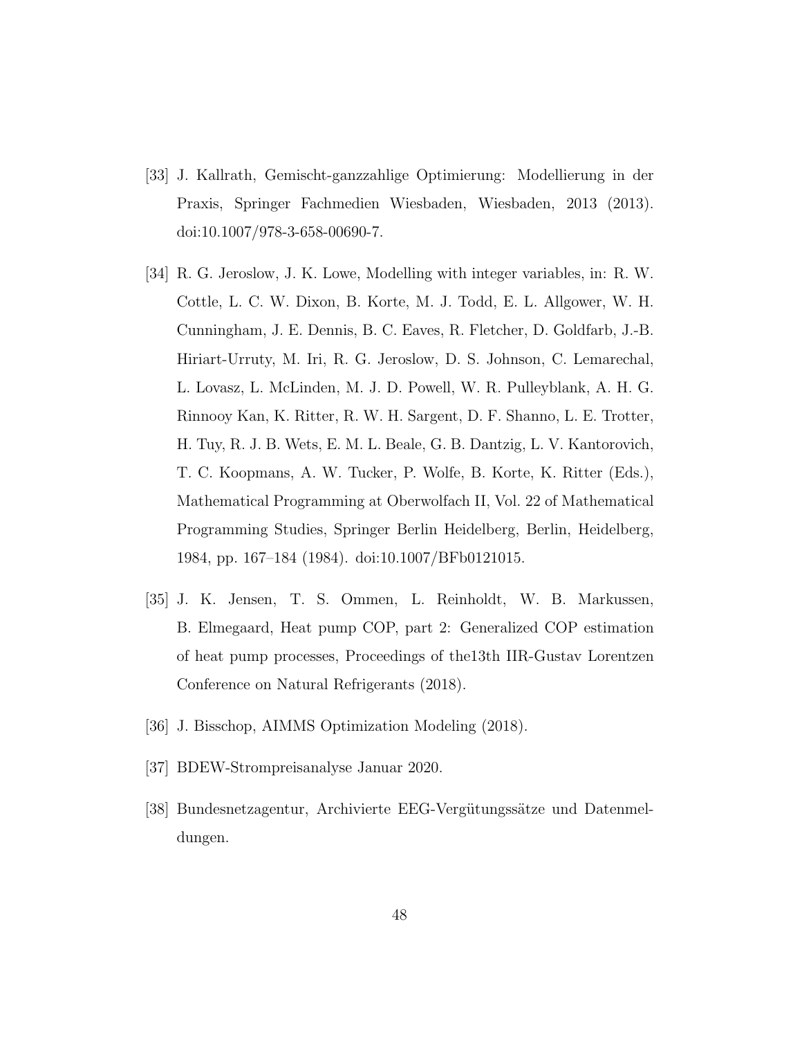[33] J. Kallrath, Gemischt-ganzzahlige Optimierung: Modellierung in der Praxis, Springer Fachmedien Wiesbaden, Wiesbaden, 2013 (2013). doi:10.1007/978-3-658-00690-7.

[34] R. G. Jeroslow, J. K. Lowe, Modelling with integer variables, in: R. W. Cottle, L. C. W. Dixon, B. Korte, M. J. Todd, E. L. Allgower, W. H. Cunningham, J. E. Dennis, B. C. Eaves, R. Fletcher, D. Goldfarb, J.-B. Hiriart-Urruty, M. Iri, R. G. Jeroslow, D. S. Johnson, C. Lemarechal, L. Lovasz, L. McLinden, M. J. D. Powell, W. R. Pulleyblank, A. H. G. Rinnooy Kan, K. Ritter, R. W. H. Sargent, D. F. Shanno, L. E. Trotter, H. Tuy, R. J. B. Wets, E. M. L. Beale, G. B. Dantzig, L. V. Kantorovich, T. C. Koopmans, A. W. Tucker, P. Wolfe, B. Korte, K. Ritter (Eds.), Mathematical Programming at Oberwolfach II, Vol. 22 of Mathematical Programming Studies, Springer Berlin Heidelberg, Berlin, Heidelberg, 1984, pp. 167–184 (1984). doi:10.1007/BFb0121015.

[35] J. K. Jensen, T. S. Ommen, L. Reinholdt, W. B. Markussen, B. Elmegaard, Heat pump COP, part 2: Generalized COP estimation of heat pump processes, Proceedings of the13th IIR-Gustav Lorentzen Conference on Natural Refrigerants (2018).

[36] J. Bisschop, AIMMS Optimization Modeling (2018).

[37] BDEW-Strompreisanalyse Januar 2020.

[38] Bundesnetzagentur, Archivierte EEG-Vergütungssätze und Datenmeldungen.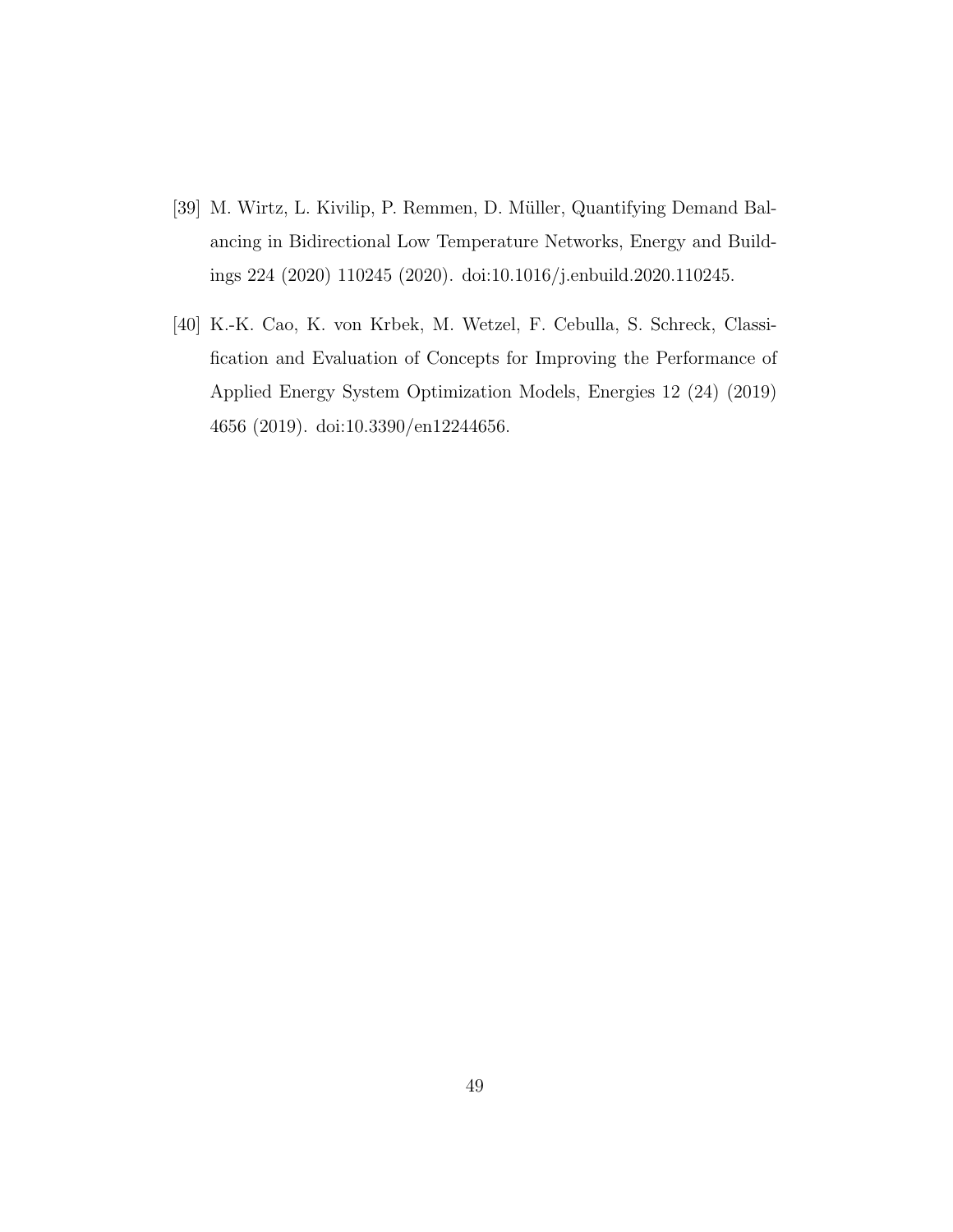[39] M. Wirtz, L. Kivilip, P. Remmen, D. Müller, Quantifying Demand Balancing in Bidirectional Low Temperature Networks, Energy and Buildings 224 (2020) 110245 (2020). doi:10.1016/j.enbuild.2020.110245.

[40] K.-K. Cao, K. von Krbek, M. Wetzel, F. Cebulla, S. Schreck, Classification and Evaluation of Concepts for Improving the Performance of Applied Energy System Optimization Models, Energies 12 (24) (2019) 4656 (2019). doi:10.3390/en12244656.